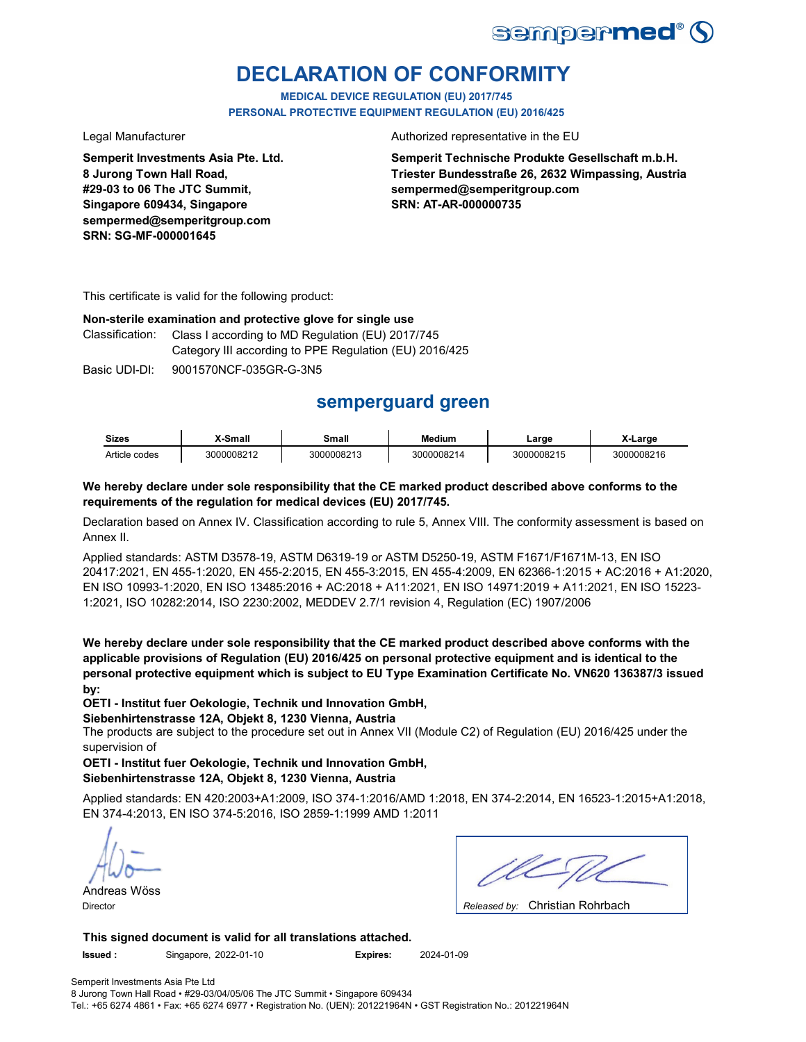# DECLARATION OF CONFORMITY

**MEDICAL DEVICE REGULATION (EU) 2017/745**
**PERSONAL PROTECTIVE EQUIPMENT REGULATION (EU) 2016/425**

Legal Manufacturer

**Semperit Investments Asia Pte. Ltd.**
**8 Jurong Town Hall Road,**
**#29-03 to 06 The JTC Summit,**
**Singapore 609434, Singapore**
**sempermed@semperitgroup.com**
**SRN: SG-MF-000001645**

Authorized representative in the EU

**Semperit Technische Produkte Gesellschaft m.b.H.**
**Triester Bundesstraße 26, 2632 Wimpassing, Austria**
**sempermed@semperitgroup.com**
**SRN: AT-AR-000000735**

This certificate is valid for the following product:

**Non-sterile examination and protective glove for single use**

Classification: Class I according to MD Regulation (EU) 2017/745
Category III according to PPE Regulation (EU) 2016/425

Basic UDI-DI: 9001570NCF-035GR-G-3N5

## semperguard green

| Sizes | X-Small | Small | Medium | Large | X-Large |
|---|---|---|---|---|---|
| Article codes | 3000008212 | 3000008213 | 3000008214 | 3000008215 | 3000008216 |

**We hereby declare under sole responsibility that the CE marked product described above conforms to the requirements of the regulation for medical devices (EU) 2017/745.**

Declaration based on Annex IV. Classification according to rule 5, Annex VIII. The conformity assessment is based on Annex II.

Applied standards: ASTM D3578-19, ASTM D6319-19 or ASTM D5250-19, ASTM F1671/F1671M-13, EN ISO 20417:2021, EN 455-1:2020, EN 455-2:2015, EN 455-3:2015, EN 455-4:2009, EN 62366-1:2015 + AC:2016 + A1:2020, EN ISO 10993-1:2020, EN ISO 13485:2016 + AC:2018 + A11:2021, EN ISO 14971:2019 + A11:2021, EN ISO 15223-1:2021, ISO 10282:2014, ISO 2230:2002, MEDDEV 2.7/1 revision 4, Regulation (EC) 1907/2006

**We hereby declare under sole responsibility that the CE marked product described above conforms with the applicable provisions of Regulation (EU) 2016/425 on personal protective equipment and is identical to the personal protective equipment which is subject to EU Type Examination Certificate No. VN620 136387/3 issued by:**

**OETI - Institut fuer Oekologie, Technik und Innovation GmbH,**
**Siebenhirtenstrasse 12A, Objekt 8, 1230 Vienna, Austria**

The products are subject to the procedure set out in Annex VII (Module C2) of Regulation (EU) 2016/425 under the supervision of

**OETI - Institut fuer Oekologie, Technik und Innovation GmbH,**
**Siebenhirtenstrasse 12A, Objekt 8, 1230 Vienna, Austria**

Applied standards: EN 420:2003+A1:2009, ISO 374-1:2016/AMD 1:2018, EN 374-2:2014, EN 16523-1:2015+A1:2018, EN 374-4:2013, EN ISO 374-5:2016, ISO 2859-1:1999 AMD 1:2011

Andreas Wöss
Director

*Released by:* Christian Rohrbach

**This signed document is valid for all translations attached.**

**Issued :** Singapore, 2022-01-10 **Expires:** 2024-01-09

Semperit Investments Asia Pte Ltd
8 Jurong Town Hall Road • #29-03/04/05/06 The JTC Summit • Singapore 609434
Tel.: +65 6274 4861 • Fax: +65 6274 6977 • Registration No. (UEN): 201221964N • GST Registration No.: 201221964N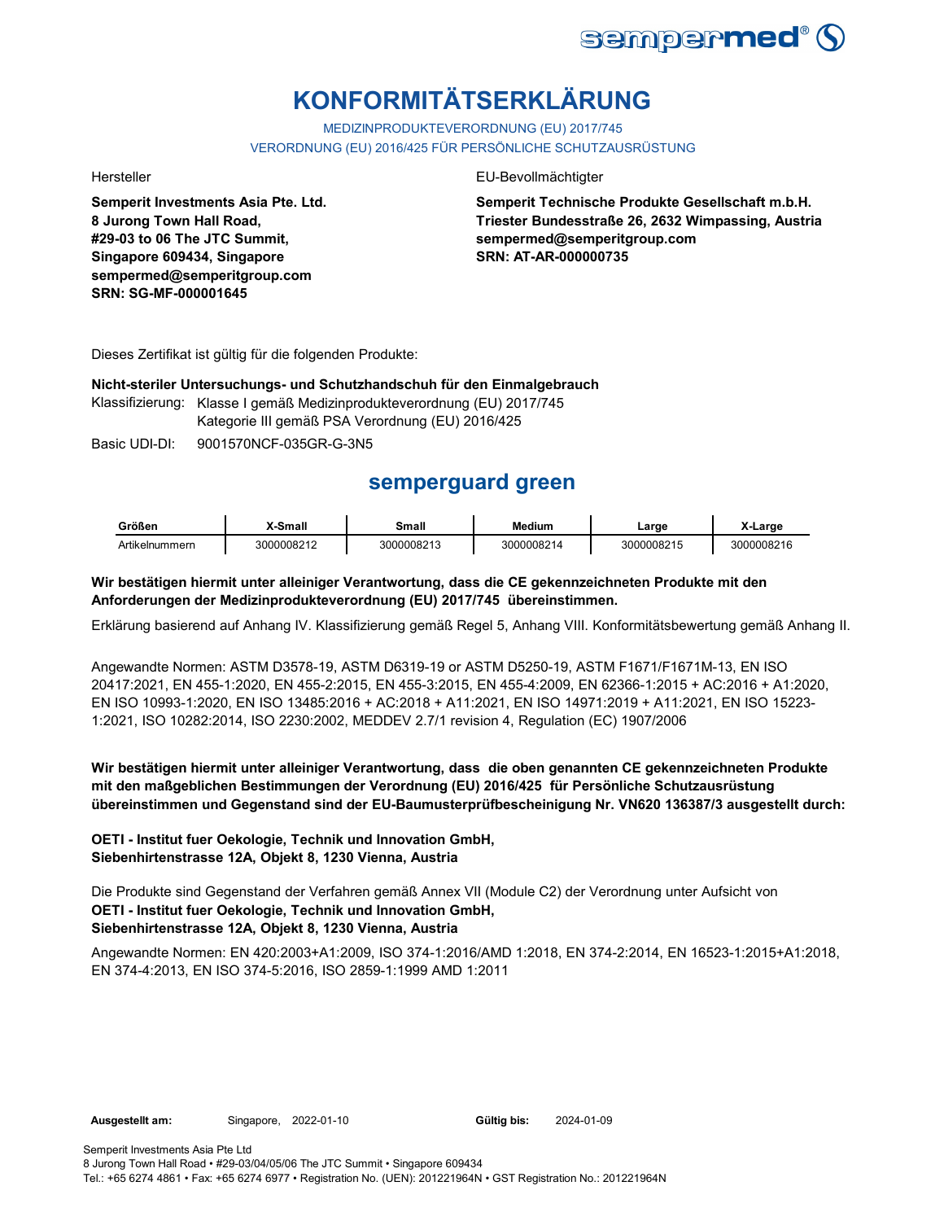# KONFORMITÄTSERKLÄRUNG

MEDIZINPRODUKTEVERORDNUNG (EU) 2017/745

VERORDNUNG (EU) 2016/425 FÜR PERSÖNLICHE SCHUTZAUSRÜSTUNG

Hersteller

**Semperit Investments Asia Pte. Ltd.**
**8 Jurong Town Hall Road,**
**#29-03 to 06 The JTC Summit,**
**Singapore 609434, Singapore**
**sempermed@semperitgroup.com**
**SRN: SG-MF-000001645**

EU-Bevollmächtigter

**Semperit Technische Produkte Gesellschaft m.b.H.**
**Triester Bundesstraße 26, 2632 Wimpassing, Austria**
**sempermed@semperitgroup.com**
**SRN: AT-AR-000000735**

Dieses Zertifikat ist gültig für die folgenden Produkte:

**Nicht-steriler Untersuchungs- und Schutzhandschuh für den Einmalgebrauch**

Klassifizierung: Klasse I gemäß Medizinprodukteverordnung (EU) 2017/745
Kategorie III gemäß PSA Verordnung (EU) 2016/425

Basic UDI-DI: 9001570NCF-035GR-G-3N5

## semperguard green

| Größen | X-Small | Small | Medium | Large | X-Large |
|---|---|---|---|---|---|
| Artikelnummern | 3000008212 | 3000008213 | 3000008214 | 3000008215 | 3000008216 |

**Wir bestätigen hiermit unter alleiniger Verantwortung, dass die CE gekennzeichneten Produkte mit den Anforderungen der Medizinprodukteverordnung (EU) 2017/745 übereinstimmen.**

Erklärung basierend auf Anhang IV. Klassifizierung gemäß Regel 5, Anhang VIII. Konformitätsbewertung gemäß Anhang II.

Angewandte Normen: ASTM D3578-19, ASTM D6319-19 or ASTM D5250-19, ASTM F1671/F1671M-13, EN ISO 20417:2021, EN 455-1:2020, EN 455-2:2015, EN 455-3:2015, EN 455-4:2009, EN 62366-1:2015 + AC:2016 + A1:2020, EN ISO 10993-1:2020, EN ISO 13485:2016 + AC:2018 + A11:2021, EN ISO 14971:2019 + A11:2021, EN ISO 15223-1:2021, ISO 10282:2014, ISO 2230:2002, MEDDEV 2.7/1 revision 4, Regulation (EC) 1907/2006

**Wir bestätigen hiermit unter alleiniger Verantwortung, dass die oben genannten CE gekennzeichneten Produkte mit den maßgeblichen Bestimmungen der Verordnung (EU) 2016/425 für Persönliche Schutzausrüstung übereinstimmen und Gegenstand sind der EU-Baumusterprüfbescheinigung Nr. VN620 136387/3 ausgestellt durch:**

**OETI - Institut fuer Oekologie, Technik und Innovation GmbH,**
**Siebenhirtenstrasse 12A, Objekt 8, 1230 Vienna, Austria**

Die Produkte sind Gegenstand der Verfahren gemäß Annex VII (Module C2) der Verordnung unter Aufsicht von
**OETI - Institut fuer Oekologie, Technik und Innovation GmbH,**
**Siebenhirtenstrasse 12A, Objekt 8, 1230 Vienna, Austria**

Angewandte Normen: EN 420:2003+A1:2009, ISO 374-1:2016/AMD 1:2018, EN 374-2:2014, EN 16523-1:2015+A1:2018, EN 374-4:2013, EN ISO 374-5:2016, ISO 2859-1:1999 AMD 1:2011

**Ausgestellt am:** Singapore, 2022-01-10 **Gültig bis:** 2024-01-09

Semperit Investments Asia Pte Ltd
8 Jurong Town Hall Road • #29-03/04/05/06 The JTC Summit • Singapore 609434
Tel.: +65 6274 4861 • Fax: +65 6274 6977 • Registration No. (UEN): 201221964N • GST Registration No.: 201221964N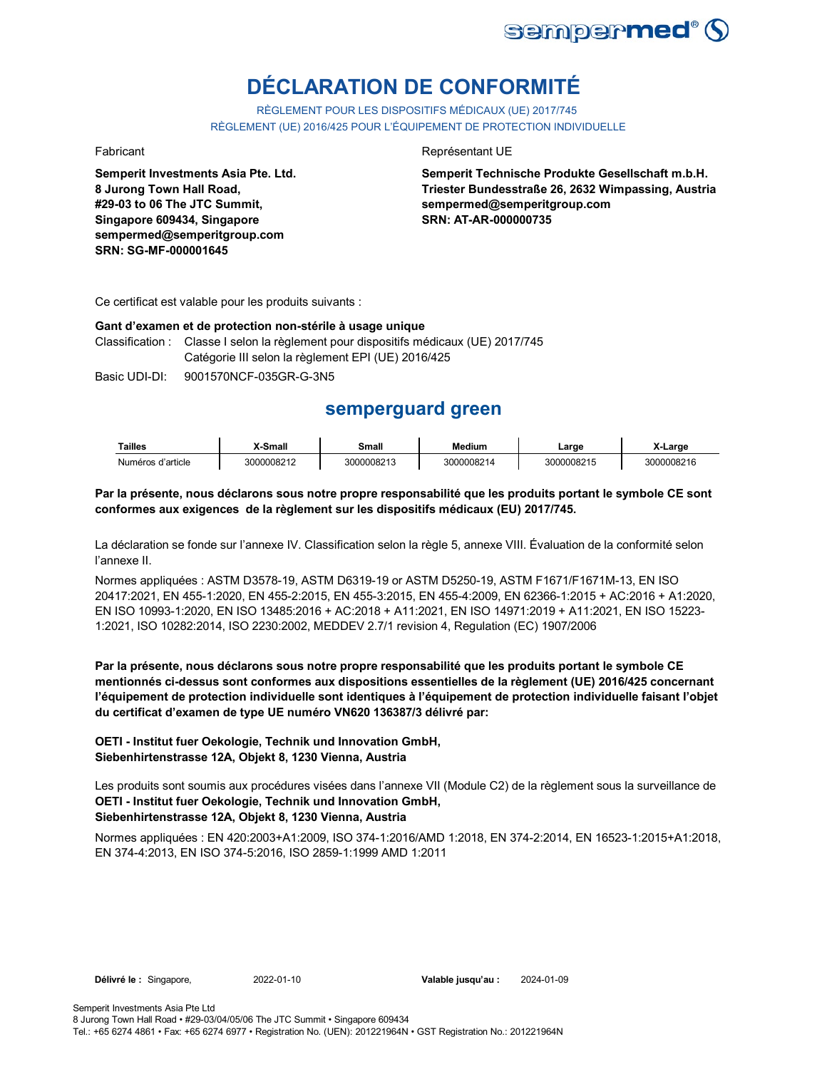# DÉCLARATION DE CONFORMITÉ

RÈGLEMENT POUR LES DISPOSITIFS MÉDICAUX (UE) 2017/745

RÈGLEMENT (UE) 2016/425 POUR L'ÉQUIPEMENT DE PROTECTION INDIVIDUELLE

Fabricant

**Semperit Investments Asia Pte. Ltd.**
**8 Jurong Town Hall Road,**
**#29-03 to 06 The JTC Summit,**
**Singapore 609434, Singapore**
**sempermed@semperitgroup.com**
**SRN: SG-MF-000001645**

Représentant UE

**Semperit Technische Produkte Gesellschaft m.b.H.**
**Triester Bundesstraße 26, 2632 Wimpassing, Austria**
**sempermed@semperitgroup.com**
**SRN: AT-AR-000000735**

Ce certificat est valable pour les produits suivants :

**Gant d'examen et de protection non-stérile à usage unique**

Classification : Classe I selon la règlement pour dispositifs médicaux (UE) 2017/745
Catégorie III selon la règlement EPI (UE) 2016/425

Basic UDI-DI: 9001570NCF-035GR-G-3N5

## semperguard green

| Tailles | X-Small | Small | Medium | Large | X-Large |
|---|---|---|---|---|---|
| Numéros d'article | 3000008212 | 3000008213 | 3000008214 | 3000008215 | 3000008216 |

**Par la présente, nous déclarons sous notre propre responsabilité que les produits portant le symbole CE sont conformes aux exigences de la règlement sur les dispositifs médicaux (EU) 2017/745.**

La déclaration se fonde sur l'annexe IV. Classification selon la règle 5, annexe VIII. Évaluation de la conformité selon l'annexe II.

Normes appliquées : ASTM D3578-19, ASTM D6319-19 or ASTM D5250-19, ASTM F1671/F1671M-13, EN ISO 20417:2021, EN 455-1:2020, EN 455-2:2015, EN 455-3:2015, EN 455-4:2009, EN 62366-1:2015 + AC:2016 + A1:2020, EN ISO 10993-1:2020, EN ISO 13485:2016 + AC:2018 + A11:2021, EN ISO 14971:2019 + A11:2021, EN ISO 15223-1:2021, ISO 10282:2014, ISO 2230:2002, MEDDEV 2.7/1 revision 4, Regulation (EC) 1907/2006

**Par la présente, nous déclarons sous notre propre responsabilité que les produits portant le symbole CE mentionnés ci-dessus sont conformes aux dispositions essentielles de la règlement (UE) 2016/425 concernant l'équipement de protection individuelle sont identiques à l'équipement de protection individuelle faisant l'objet du certificat d'examen de type UE numéro VN620 136387/3 délivré par:**

**OETI - Institut fuer Oekologie, Technik und Innovation GmbH,**
**Siebenhirtenstrasse 12A, Objekt 8, 1230 Vienna, Austria**

Les produits sont soumis aux procédures visées dans l'annexe VII (Module C2) de la règlement sous la surveillance de **OETI - Institut fuer Oekologie, Technik und Innovation GmbH,**
**Siebenhirtenstrasse 12A, Objekt 8, 1230 Vienna, Austria**

Normes appliquées : EN 420:2003+A1:2009, ISO 374-1:2016/AMD 1:2018, EN 374-2:2014, EN 16523-1:2015+A1:2018, EN 374-4:2013, EN ISO 374-5:2016, ISO 2859-1:1999 AMD 1:2011

**Délivré le :** Singapore, 2022-01-10 **Valable jusqu'au :** 2024-01-09

Semperit Investments Asia Pte Ltd
8 Jurong Town Hall Road • #29-03/04/05/06 The JTC Summit • Singapore 609434
Tel.: +65 6274 4861 • Fax: +65 6274 6977 • Registration No. (UEN): 201221964N • GST Registration No.: 201221964N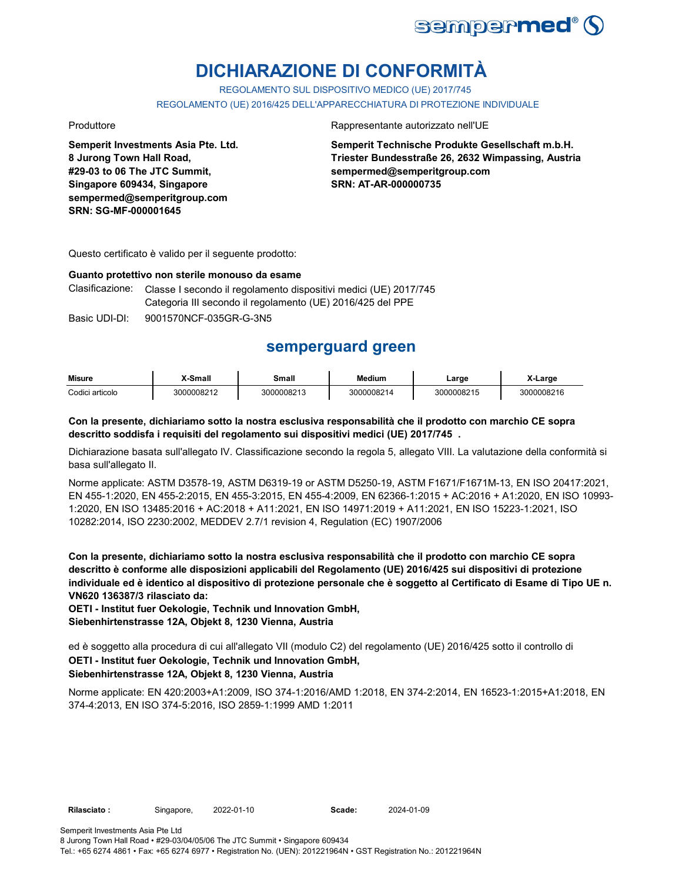# DICHIARAZIONE DI CONFORMITÀ

REGOLAMENTO SUL DISPOSITIVO MEDICO (UE) 2017/745

REGOLAMENTO (UE) 2016/425 DELL'APPARECCHIATURA DI PROTEZIONE INDIVIDUALE

Produttore

**Semperit Investments Asia Pte. Ltd.**
**8 Jurong Town Hall Road,**
**#29-03 to 06 The JTC Summit,**
**Singapore 609434, Singapore**
**sempermed@semperitgroup.com**
**SRN: SG-MF-000001645**

Rappresentante autorizzato nell'UE

**Semperit Technische Produkte Gesellschaft m.b.H.**
**Triester Bundesstraße 26, 2632 Wimpassing, Austria**
**sempermed@semperitgroup.com**
**SRN: AT-AR-000000735**

Questo certificato è valido per il seguente prodotto:

**Guanto protettivo non sterile monouso da esame**

Clasificazione: Classe I secondo il regolamento dispositivi medici (UE) 2017/745
Categoria III secondo il regolamento (UE) 2016/425 del PPE

Basic UDI-DI: 9001570NCF-035GR-G-3N5

## semperguard green

| Misure | X-Small | Small | Medium | Large | X-Large |
|---|---|---|---|---|---|
| Codici articolo | 3000008212 | 3000008213 | 3000008214 | 3000008215 | 3000008216 |

**Con la presente, dichiariamo sotto la nostra esclusiva responsabilità che il prodotto con marchio CE sopra descritto soddisfa i requisiti del regolamento sui dispositivi medici (UE) 2017/745 .**

Dichiarazione basata sull'allegato IV. Classificazione secondo la regola 5, allegato VIII. La valutazione della conformità si basa sull'allegato II.

Norme applicate: ASTM D3578-19, ASTM D6319-19 or ASTM D5250-19, ASTM F1671/F1671M-13, EN ISO 20417:2021, EN 455-1:2020, EN 455-2:2015, EN 455-3:2015, EN 455-4:2009, EN 62366-1:2015 + AC:2016 + A1:2020, EN ISO 10993-1:2020, EN ISO 13485:2016 + AC:2018 + A11:2021, EN ISO 14971:2019 + A11:2021, EN ISO 15223-1:2021, ISO 10282:2014, ISO 2230:2002, MEDDEV 2.7/1 revision 4, Regulation (EC) 1907/2006

**Con la presente, dichiariamo sotto la nostra esclusiva responsabilità che il prodotto con marchio CE sopra descritto è conforme alle disposizioni applicabili del Regolamento (UE) 2016/425 sui dispositivi di protezione individuale ed è identico al dispositivo di protezione personale che è soggetto al Certificato di Esame di Tipo UE n. VN620 136387/3 rilasciato da:**
**OETI - Institut fuer Oekologie, Technik und Innovation GmbH,**
**Siebenhirtenstrasse 12A, Objekt 8, 1230 Vienna, Austria**

ed è soggetto alla procedura di cui all'allegato VII (modulo C2) del regolamento (UE) 2016/425 sotto il controllo di
**OETI - Institut fuer Oekologie, Technik und Innovation GmbH,**
**Siebenhirtenstrasse 12A, Objekt 8, 1230 Vienna, Austria**

Norme applicate: EN 420:2003+A1:2009, ISO 374-1:2016/AMD 1:2018, EN 374-2:2014, EN 16523-1:2015+A1:2018, EN 374-4:2013, EN ISO 374-5:2016, ISO 2859-1:1999 AMD 1:2011

**Rilasciato :** Singapore, 2022-01-10 **Scade:** 2024-01-09

Semperit Investments Asia Pte Ltd
8 Jurong Town Hall Road • #29-03/04/05/06 The JTC Summit • Singapore 609434
Tel.: +65 6274 4861 • Fax: +65 6274 6977 • Registration No. (UEN): 201221964N • GST Registration No.: 201221964N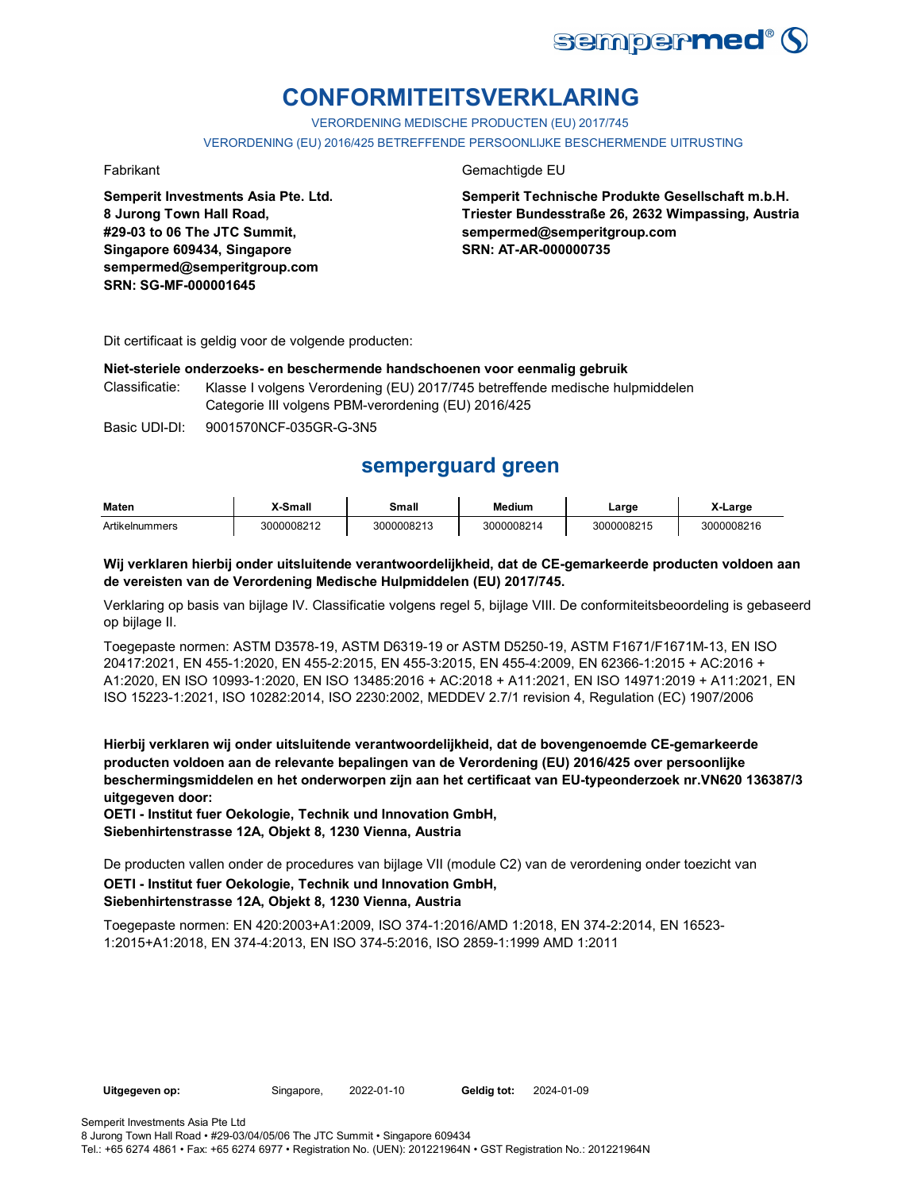# CONFORMITEITSVERKLARING

VERORDENING MEDISCHE PRODUCTEN (EU) 2017/745

VERORDENING (EU) 2016/425 BETREFFENDE PERSOONLIJKE BESCHERMENDE UITRUSTING

Fabrikant

**Semperit Investments Asia Pte. Ltd.**
**8 Jurong Town Hall Road,**
**#29-03 to 06 The JTC Summit,**
**Singapore 609434, Singapore**
**sempermed@semperitgroup.com**
**SRN: SG-MF-000001645**

Gemachtigde EU

**Semperit Technische Produkte Gesellschaft m.b.H.**
**Triester Bundesstraße 26, 2632 Wimpassing, Austria**
**sempermed@semperitgroup.com**
**SRN: AT-AR-000000735**

Dit certificaat is geldig voor de volgende producten:

**Niet-steriele onderzoeks- en beschermende handschoenen voor eenmalig gebruik**

Classificatie: Klasse I volgens Verordening (EU) 2017/745 betreffende medische hulpmiddelen
Categorie III volgens PBM-verordening (EU) 2016/425

Basic UDI-DI: 9001570NCF-035GR-G-3N5

## semperguard green

| Maten | X-Small | Small | Medium | Large | X-Large |
|---|---|---|---|---|---|
| Artikelnummers | 3000008212 | 3000008213 | 3000008214 | 3000008215 | 3000008216 |

**Wij verklaren hierbij onder uitsluitende verantwoordelijkheid, dat de CE-gemarkeerde producten voldoen aan de vereisten van de Verordening Medische Hulpmiddelen (EU) 2017/745.**

Verklaring op basis van bijlage IV. Classificatie volgens regel 5, bijlage VIII. De conformiteitsbeoordeling is gebaseerd op bijlage II.

Toegepaste normen: ASTM D3578-19, ASTM D6319-19 or ASTM D5250-19, ASTM F1671/F1671M-13, EN ISO 20417:2021, EN 455-1:2020, EN 455-2:2015, EN 455-3:2015, EN 455-4:2009, EN 62366-1:2015 + AC:2016 + A1:2020, EN ISO 10993-1:2020, EN ISO 13485:2016 + AC:2018 + A11:2021, EN ISO 14971:2019 + A11:2021, EN ISO 15223-1:2021, ISO 10282:2014, ISO 2230:2002, MEDDEV 2.7/1 revision 4, Regulation (EC) 1907/2006

**Hierbij verklaren wij onder uitsluitende verantwoordelijkheid, dat de bovengenoemde CE-gemarkeerde producten voldoen aan de relevante bepalingen van de Verordening (EU) 2016/425 over persoonlijke beschermingsmiddelen en het onderworpen zijn aan het certificaat van EU-typeonderzoek nr.VN620 136387/3 uitgegeven door:**
**OETI - Institut fuer Oekologie, Technik und Innovation GmbH,**
**Siebenhirtenstrasse 12A, Objekt 8, 1230 Vienna, Austria**

De producten vallen onder de procedures van bijlage VII (module C2) van de verordening onder toezicht van
**OETI - Institut fuer Oekologie, Technik und Innovation GmbH,**
**Siebenhirtenstrasse 12A, Objekt 8, 1230 Vienna, Austria**

Toegepaste normen: EN 420:2003+A1:2009, ISO 374-1:2016/AMD 1:2018, EN 374-2:2014, EN 16523-1:2015+A1:2018, EN 374-4:2013, EN ISO 374-5:2016, ISO 2859-1:1999 AMD 1:2011

**Uitgegeven op:** Singapore, 2022-01-10 **Geldig tot:** 2024-01-09

Semperit Investments Asia Pte Ltd
8 Jurong Town Hall Road • #29-03/04/05/06 The JTC Summit • Singapore 609434
Tel.: +65 6274 4861 • Fax: +65 6274 6977 • Registration No. (UEN): 201221964N • GST Registration No.: 201221964N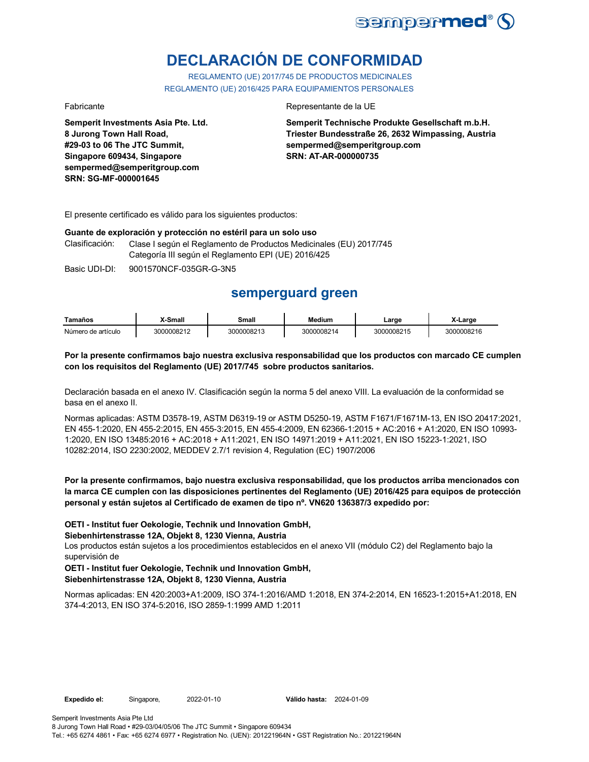# DECLARACIÓN DE CONFORMIDAD

REGLAMENTO (UE) 2017/745 DE PRODUCTOS MEDICINALES
REGLAMENTO (UE) 2016/425 PARA EQUIPAMIENTOS PERSONALES

Fabricante

**Semperit Investments Asia Pte. Ltd.**
**8 Jurong Town Hall Road,**
**#29-03 to 06 The JTC Summit,**
**Singapore 609434, Singapore**
**sempermed@semperitgroup.com**
**SRN: SG-MF-000001645**

Representante de la UE

**Semperit Technische Produkte Gesellschaft m.b.H.**
**Triester Bundesstraße 26, 2632 Wimpassing, Austria**
**sempermed@semperitgroup.com**
**SRN: AT-AR-000000735**

El presente certificado es válido para los siguientes productos:

**Guante de exploración y protección no estéril para un solo uso**

Clasificación: Clase I según el Reglamento de Productos Medicinales (EU) 2017/745
Categoría III según el Reglamento EPI (UE) 2016/425

Basic UDI-DI: 9001570NCF-035GR-G-3N5

## semperguard green

| Tamaños | X-Small | Small | Medium | Large | X-Large |
|---|---|---|---|---|---|
| Número de artículo | 3000008212 | 3000008213 | 3000008214 | 3000008215 | 3000008216 |

**Por la presente confirmamos bajo nuestra exclusiva responsabilidad que los productos con marcado CE cumplen con los requisitos del Reglamento (UE) 2017/745 sobre productos sanitarios.**

Declaración basada en el anexo IV. Clasificación según la norma 5 del anexo VIII. La evaluación de la conformidad se basa en el anexo II.

Normas aplicadas: ASTM D3578-19, ASTM D6319-19 or ASTM D5250-19, ASTM F1671/F1671M-13, EN ISO 20417:2021, EN 455-1:2020, EN 455-2:2015, EN 455-3:2015, EN 455-4:2009, EN 62366-1:2015 + AC:2016 + A1:2020, EN ISO 10993-1:2020, EN ISO 13485:2016 + AC:2018 + A11:2021, EN ISO 14971:2019 + A11:2021, EN ISO 15223-1:2021, ISO 10282:2014, ISO 2230:2002, MEDDEV 2.7/1 revision 4, Regulation (EC) 1907/2006

**Por la presente confirmamos, bajo nuestra exclusiva responsabilidad, que los productos arriba mencionados con la marca CE cumplen con las disposiciones pertinentes del Reglamento (UE) 2016/425 para equipos de protección personal y están sujetos al Certificado de examen de tipo nº. VN620 136387/3 expedido por:**

**OETI - Institut fuer Oekologie, Technik und Innovation GmbH,**
**Siebenhirtenstrasse 12A, Objekt 8, 1230 Vienna, Austria**

Los productos están sujetos a los procedimientos establecidos en el anexo VII (módulo C2) del Reglamento bajo la supervisión de

**OETI - Institut fuer Oekologie, Technik und Innovation GmbH,**
**Siebenhirtenstrasse 12A, Objekt 8, 1230 Vienna, Austria**

Normas aplicadas: EN 420:2003+A1:2009, ISO 374-1:2016/AMD 1:2018, EN 374-2:2014, EN 16523-1:2015+A1:2018, EN 374-4:2013, EN ISO 374-5:2016, ISO 2859-1:1999 AMD 1:2011

**Expedido el:** Singapore, 2022-01-10 **Válido hasta:** 2024-01-09

Semperit Investments Asia Pte Ltd
8 Jurong Town Hall Road • #29-03/04/05/06 The JTC Summit • Singapore 609434
Tel.: +65 6274 4861 • Fax: +65 6274 6977 • Registration No. (UEN): 201221964N • GST Registration No.: 201221964N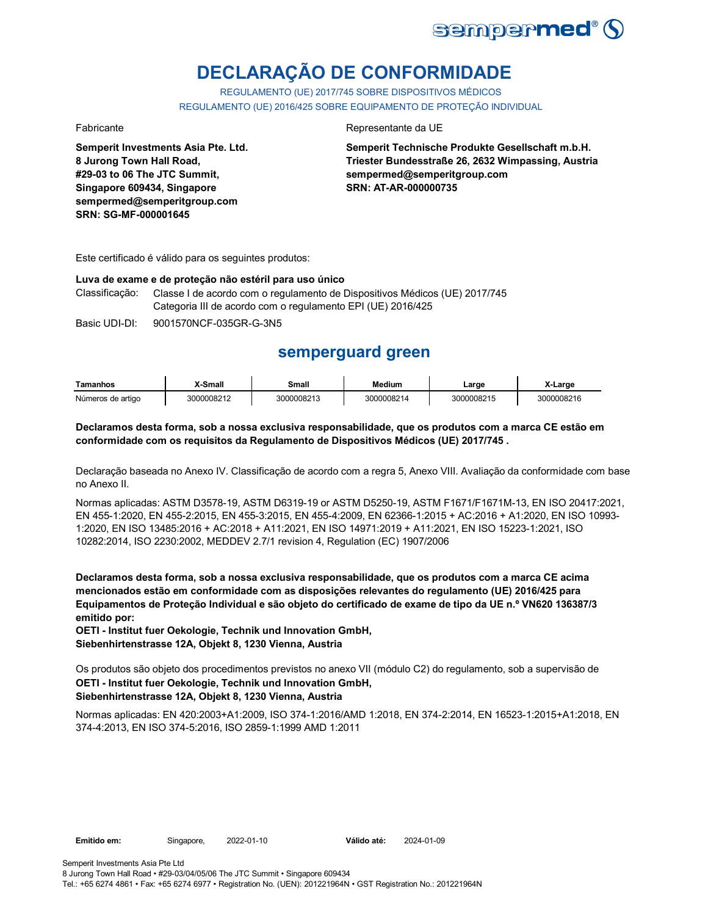# DECLARAÇÃO DE CONFORMIDADE

REGULAMENTO (UE) 2017/745 SOBRE DISPOSITIVOS MÉDICOS
REGULAMENTO (UE) 2016/425 SOBRE EQUIPAMENTO DE PROTEÇÃO INDIVIDUAL

Fabricante

**Semperit Investments Asia Pte. Ltd.**
**8 Jurong Town Hall Road,**
**#29-03 to 06 The JTC Summit,**
**Singapore 609434, Singapore**
**sempermed@semperitgroup.com**
**SRN: SG-MF-000001645**

Representante da UE

**Semperit Technische Produkte Gesellschaft m.b.H.**
**Triester Bundesstraße 26, 2632 Wimpassing, Austria**
**sempermed@semperitgroup.com**
**SRN: AT-AR-000000735**

Este certificado é válido para os seguintes produtos:

**Luva de exame e de proteção não estéril para uso único**

Classificação: Classe I de acordo com o regulamento de Dispositivos Médicos (UE) 2017/745
Categoria III de acordo com o regulamento EPI (UE) 2016/425

Basic UDI-DI: 9001570NCF-035GR-G-3N5

## semperguard green

| Tamanhos | X-Small | Small | Medium | Large | X-Large |
|---|---|---|---|---|---|
| Números de artigo | 3000008212 | 3000008213 | 3000008214 | 3000008215 | 3000008216 |

**Declaramos desta forma, sob a nossa exclusiva responsabilidade, que os produtos com a marca CE estão em conformidade com os requisitos da Regulamento de Dispositivos Médicos (UE) 2017/745 .**

Declaração baseada no Anexo IV. Classificação de acordo com a regra 5, Anexo VIII. Avaliação da conformidade com base no Anexo II.

Normas aplicadas: ASTM D3578-19, ASTM D6319-19 or ASTM D5250-19, ASTM F1671/F1671M-13, EN ISO 20417:2021, EN 455-1:2020, EN 455-2:2015, EN 455-3:2015, EN 455-4:2009, EN 62366-1:2015 + AC:2016 + A1:2020, EN ISO 10993-1:2020, EN ISO 13485:2016 + AC:2018 + A11:2021, EN ISO 14971:2019 + A11:2021, EN ISO 15223-1:2021, ISO 10282:2014, ISO 2230:2002, MEDDEV 2.7/1 revision 4, Regulation (EC) 1907/2006

**Declaramos desta forma, sob a nossa exclusiva responsabilidade, que os produtos com a marca CE acima mencionados estão em conformidade com as disposições relevantes do regulamento (UE) 2016/425 para Equipamentos de Proteção Individual e são objeto do certificado de exame de tipo da UE n.º VN620 136387/3 emitido por:**
**OETI - Institut fuer Oekologie, Technik und Innovation GmbH,**
**Siebenhirtenstrasse 12A, Objekt 8, 1230 Vienna, Austria**

Os produtos são objeto dos procedimentos previstos no anexo VII (módulo C2) do regulamento, sob a supervisão de
**OETI - Institut fuer Oekologie, Technik und Innovation GmbH,**
**Siebenhirtenstrasse 12A, Objekt 8, 1230 Vienna, Austria**

Normas aplicadas: EN 420:2003+A1:2009, ISO 374-1:2016/AMD 1:2018, EN 374-2:2014, EN 16523-1:2015+A1:2018, EN 374-4:2013, EN ISO 374-5:2016, ISO 2859-1:1999 AMD 1:2011

**Emitido em:** Singapore, 2022-01-10 **Válido até:** 2024-01-09

Semperit Investments Asia Pte Ltd
8 Jurong Town Hall Road • #29-03/04/05/06 The JTC Summit • Singapore 609434
Tel.: +65 6274 4861 • Fax: +65 6274 6977 • Registration No. (UEN): 201221964N • GST Registration No.: 201221964N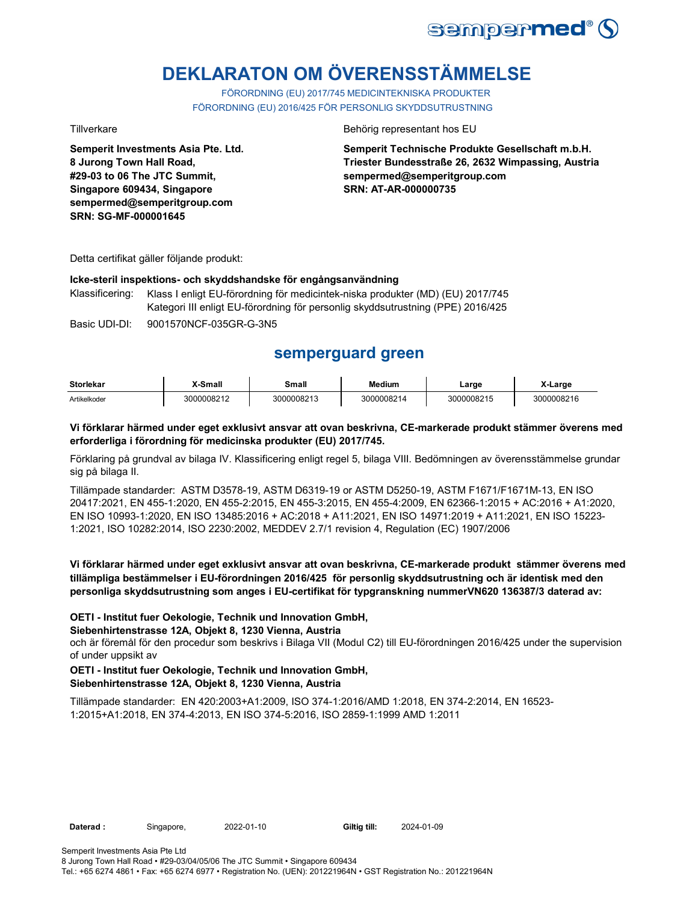# DEKLARATON OM ÖVERENSSTÄMMELSE

FÖRORDNING (EU) 2017/745 MEDICINTEKNISKA PRODUKTER
FÖRORDNING (EU) 2016/425 FÖR PERSONLIG SKYDDSUTRUSTNING

Tillverkare

**Semperit Investments Asia Pte. Ltd.**
**8 Jurong Town Hall Road,**
**#29-03 to 06 The JTC Summit,**
**Singapore 609434, Singapore**
**sempermed@semperitgroup.com**
**SRN: SG-MF-000001645**

Behörig representant hos EU

**Semperit Technische Produkte Gesellschaft m.b.H.**
**Triester Bundesstraße 26, 2632 Wimpassing, Austria**
**sempermed@semperitgroup.com**
**SRN: AT-AR-000000735**

Detta certifikat gäller följande produkt:

**Icke-steril inspektions- och skyddshandske för engångsanvändning**

Klassificering: Klass I enligt EU-förordning för medicintek-niska produkter (MD) (EU) 2017/745
Kategori III enligt EU-förordning för personlig skyddsutrustning (PPE) 2016/425

Basic UDI-DI: 9001570NCF-035GR-G-3N5

## semperguard green

| Storlekar | X-Small | Small | Medium | Large | X-Large |
|---|---|---|---|---|---|
| Artikelkoder | 3000008212 | 3000008213 | 3000008214 | 3000008215 | 3000008216 |

**Vi förklarar härmed under eget exklusivt ansvar att ovan beskrivna, CE-markerade produkt stämmer överens med erforderliga i förordning för medicinska produkter (EU) 2017/745.**

Förklaring på grundval av bilaga IV. Klassificering enligt regel 5, bilaga VIII. Bedömningen av överensstämmelse grundar sig på bilaga II.

Tillämpade standarder: ASTM D3578-19, ASTM D6319-19 or ASTM D5250-19, ASTM F1671/F1671M-13, EN ISO 20417:2021, EN 455-1:2020, EN 455-2:2015, EN 455-3:2015, EN 455-4:2009, EN 62366-1:2015 + AC:2016 + A1:2020, EN ISO 10993-1:2020, EN ISO 13485:2016 + AC:2018 + A11:2021, EN ISO 14971:2019 + A11:2021, EN ISO 15223-1:2021, ISO 10282:2014, ISO 2230:2002, MEDDEV 2.7/1 revision 4, Regulation (EC) 1907/2006

**Vi förklarar härmed under eget exklusivt ansvar att ovan beskrivna, CE-markerade produkt stämmer överens med tillämpliga bestämmelser i EU-förordningen 2016/425 för personlig skyddsutrustning och är identisk med den personliga skyddsutrustning som anges i EU-certifikat för typgranskning nummerVN620 136387/3 daterad av:**

**OETI - Institut fuer Oekologie, Technik und Innovation GmbH,**
**Siebenhirtenstrasse 12A, Objekt 8, 1230 Vienna, Austria**
och är föremål för den procedur som beskrivs i Bilaga VII (Modul C2) till EU-förordningen 2016/425 under the supervision of under uppsikt av

**OETI - Institut fuer Oekologie, Technik und Innovation GmbH,**
**Siebenhirtenstrasse 12A, Objekt 8, 1230 Vienna, Austria**

Tillämpade standarder: EN 420:2003+A1:2009, ISO 374-1:2016/AMD 1:2018, EN 374-2:2014, EN 16523-1:2015+A1:2018, EN 374-4:2013, EN ISO 374-5:2016, ISO 2859-1:1999 AMD 1:2011

**Daterad :** Singapore, 2022-01-10 **Giltig till:** 2024-01-09

Semperit Investments Asia Pte Ltd
8 Jurong Town Hall Road • #29-03/04/05/06 The JTC Summit • Singapore 609434
Tel.: +65 6274 4861 • Fax: +65 6274 6977 • Registration No. (UEN): 201221964N • GST Registration No.: 201221964N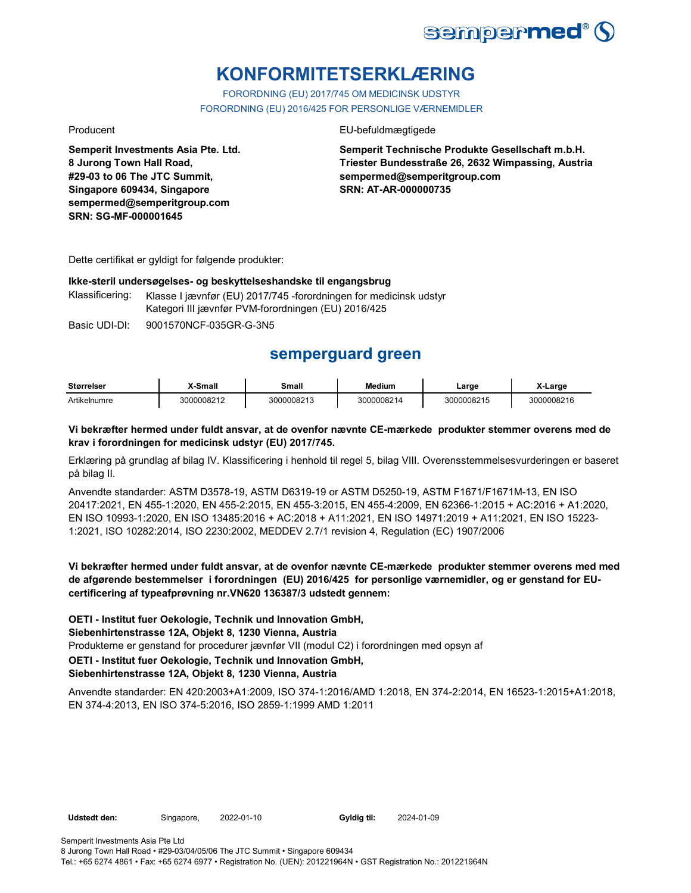# KONFORMITETSERKLÆRING

FORORDNING (EU) 2017/745 OM MEDICINSK UDSTYR
FORORDNING (EU) 2016/425 FOR PERSONLIGE VÆRNEMIDLER

Producent

**Semperit Investments Asia Pte. Ltd.**
**8 Jurong Town Hall Road,**
**#29-03 to 06 The JTC Summit,**
**Singapore 609434, Singapore**
**sempermed@semperitgroup.com**
**SRN: SG-MF-000001645**

EU-befuldmægtigede

**Semperit Technische Produkte Gesellschaft m.b.H.**
**Triester Bundesstraße 26, 2632 Wimpassing, Austria**
**sempermed@semperitgroup.com**
**SRN: AT-AR-000000735**

Dette certifikat er gyldigt for følgende produkter:

**Ikke-steril undersøgelses- og beskyttelseshandske til engangsbrug**

Klassificering: Klasse I jævnfør (EU) 2017/745 -forordningen for medicinsk udstyr
Kategori III jævnfør PVM-forordningen (EU) 2016/425

Basic UDI-DI: 9001570NCF-035GR-G-3N5

## semperguard green

| Størrelser | X-Small | Small | Medium | Large | X-Large |
|---|---|---|---|---|---|
| Artikelnumre | 3000008212 | 3000008213 | 3000008214 | 3000008215 | 3000008216 |

**Vi bekræfter hermed under fuldt ansvar, at de ovenfor nævnte CE-mærkede produkter stemmer overens med de krav i forordningen for medicinsk udstyr (EU) 2017/745.**

Erklæring på grundlag af bilag IV. Klassificering i henhold til regel 5, bilag VIII. Overensstemmelsesvurderingen er baseret på bilag II.

Anvendte standarder: ASTM D3578-19, ASTM D6319-19 or ASTM D5250-19, ASTM F1671/F1671M-13, EN ISO 20417:2021, EN 455-1:2020, EN 455-2:2015, EN 455-3:2015, EN 455-4:2009, EN 62366-1:2015 + AC:2016 + A1:2020, EN ISO 10993-1:2020, EN ISO 13485:2016 + AC:2018 + A11:2021, EN ISO 14971:2019 + A11:2021, EN ISO 15223-1:2021, ISO 10282:2014, ISO 2230:2002, MEDDEV 2.7/1 revision 4, Regulation (EC) 1907/2006

**Vi bekræfter hermed under fuldt ansvar, at de ovenfor nævnte CE-mærkede produkter stemmer overens med med de afgørende bestemmelser i forordningen (EU) 2016/425 for personlige værnemidler, og er genstand for EU-certificering af typeafprøvning nr.VN620 136387/3 udstedt gennem:**

**OETI - Institut fuer Oekologie, Technik und Innovation GmbH,**
**Siebenhirtenstrasse 12A, Objekt 8, 1230 Vienna, Austria**
Produkterne er genstand for procedurer jævnfør VII (modul C2) i forordningen med opsyn af
**OETI - Institut fuer Oekologie, Technik und Innovation GmbH,**
**Siebenhirtenstrasse 12A, Objekt 8, 1230 Vienna, Austria**

Anvendte standarder: EN 420:2003+A1:2009, ISO 374-1:2016/AMD 1:2018, EN 374-2:2014, EN 16523-1:2015+A1:2018, EN 374-4:2013, EN ISO 374-5:2016, ISO 2859-1:1999 AMD 1:2011

**Udstedt den:** Singapore, 2022-01-10 **Gyldig til:** 2024-01-09

Semperit Investments Asia Pte Ltd
8 Jurong Town Hall Road • #29-03/04/05/06 The JTC Summit • Singapore 609434
Tel.: +65 6274 4861 • Fax: +65 6274 6977 • Registration No. (UEN): 201221964N • GST Registration No.: 201221964N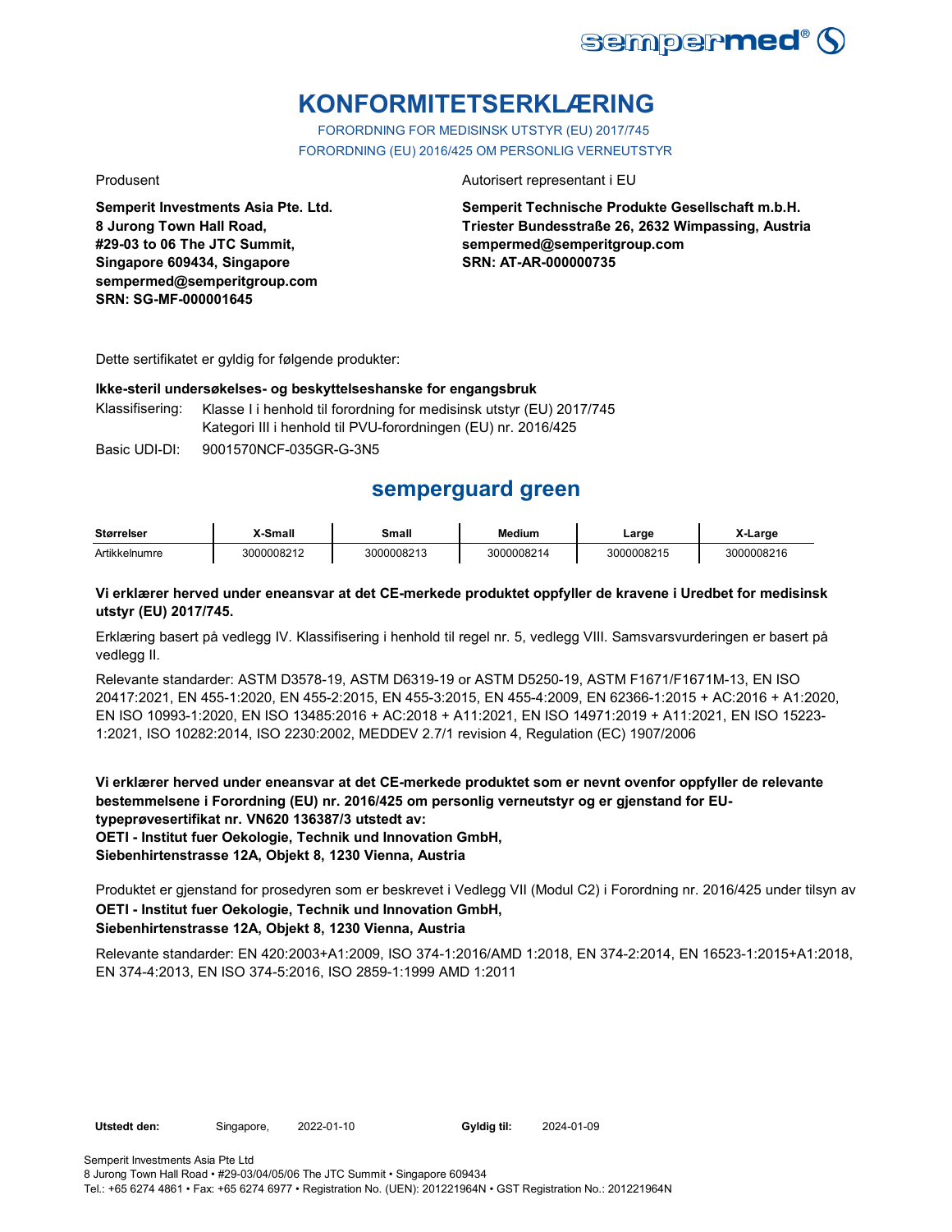# KONFORMITETSERKLÆRING

FORORDNING FOR MEDISINSK UTSTYR (EU) 2017/745
FORORDNING (EU) 2016/425 OM PERSONLIG VERNEUTSTYR

Produsent

**Semperit Investments Asia Pte. Ltd.**
**8 Jurong Town Hall Road,**
**#29-03 to 06 The JTC Summit,**
**Singapore 609434, Singapore**
**sempermed@semperitgroup.com**
**SRN: SG-MF-000001645**

Autorisert representant i EU

**Semperit Technische Produkte Gesellschaft m.b.H.**
**Triester Bundesstraße 26, 2632 Wimpassing, Austria**
**sempermed@semperitgroup.com**
**SRN: AT-AR-000000735**

Dette sertifikatet er gyldig for følgende produkter:

**Ikke-steril undersøkelses- og beskyttelseshanske for engangsbruk**

Klassifisering: Klasse I i henhold til forordning for medisinsk utstyr (EU) 2017/745
Kategori III i henhold til PVU-forordningen (EU) nr. 2016/425

Basic UDI-DI: 9001570NCF-035GR-G-3N5

## semperguard green

| Størrelser | X-Small | Small | Medium | Large | X-Large |
|---|---|---|---|---|---|
| Artikkelnumre | 3000008212 | 3000008213 | 3000008214 | 3000008215 | 3000008216 |

**Vi erklærer herved under eneansvar at det CE-merkede produktet oppfyller de kravene i Uredbet for medisinsk utstyr (EU) 2017/745.**

Erklæring basert på vedlegg IV. Klassifisering i henhold til regel nr. 5, vedlegg VIII. Samsvarsvurderingen er basert på vedlegg II.

Relevante standarder: ASTM D3578-19, ASTM D6319-19 or ASTM D5250-19, ASTM F1671/F1671M-13, EN ISO 20417:2021, EN 455-1:2020, EN 455-2:2015, EN 455-3:2015, EN 455-4:2009, EN 62366-1:2015 + AC:2016 + A1:2020, EN ISO 10993-1:2020, EN ISO 13485:2016 + AC:2018 + A11:2021, EN ISO 14971:2019 + A11:2021, EN ISO 15223-1:2021, ISO 10282:2014, ISO 2230:2002, MEDDEV 2.7/1 revision 4, Regulation (EC) 1907/2006

**Vi erklærer herved under eneansvar at det CE-merkede produktet som er nevnt ovenfor oppfyller de relevante bestemmelsene i Forordning (EU) nr. 2016/425 om personlig verneutstyr og er gjenstand for EU-typeprøvesertifikat nr. VN620 136387/3 utstedt av:**
**OETI - Institut fuer Oekologie, Technik und Innovation GmbH,**
**Siebenhirtenstrasse 12A, Objekt 8, 1230 Vienna, Austria**

Produktet er gjenstand for prosedyren som er beskrevet i Vedlegg VII (Modul C2) i Forordning nr. 2016/425 under tilsyn av
**OETI - Institut fuer Oekologie, Technik und Innovation GmbH,**
**Siebenhirtenstrasse 12A, Objekt 8, 1230 Vienna, Austria**

Relevante standarder: EN 420:2003+A1:2009, ISO 374-1:2016/AMD 1:2018, EN 374-2:2014, EN 16523-1:2015+A1:2018, EN 374-4:2013, EN ISO 374-5:2016, ISO 2859-1:1999 AMD 1:2011

**Utstedt den:** Singapore, 2022-01-10 **Gyldig til:** 2024-01-09

Semperit Investments Asia Pte Ltd
8 Jurong Town Hall Road • #29-03/04/05/06 The JTC Summit • Singapore 609434
Tel.: +65 6274 4861 • Fax: +65 6274 6977 • Registration No. (UEN): 201221964N • GST Registration No.: 201221964N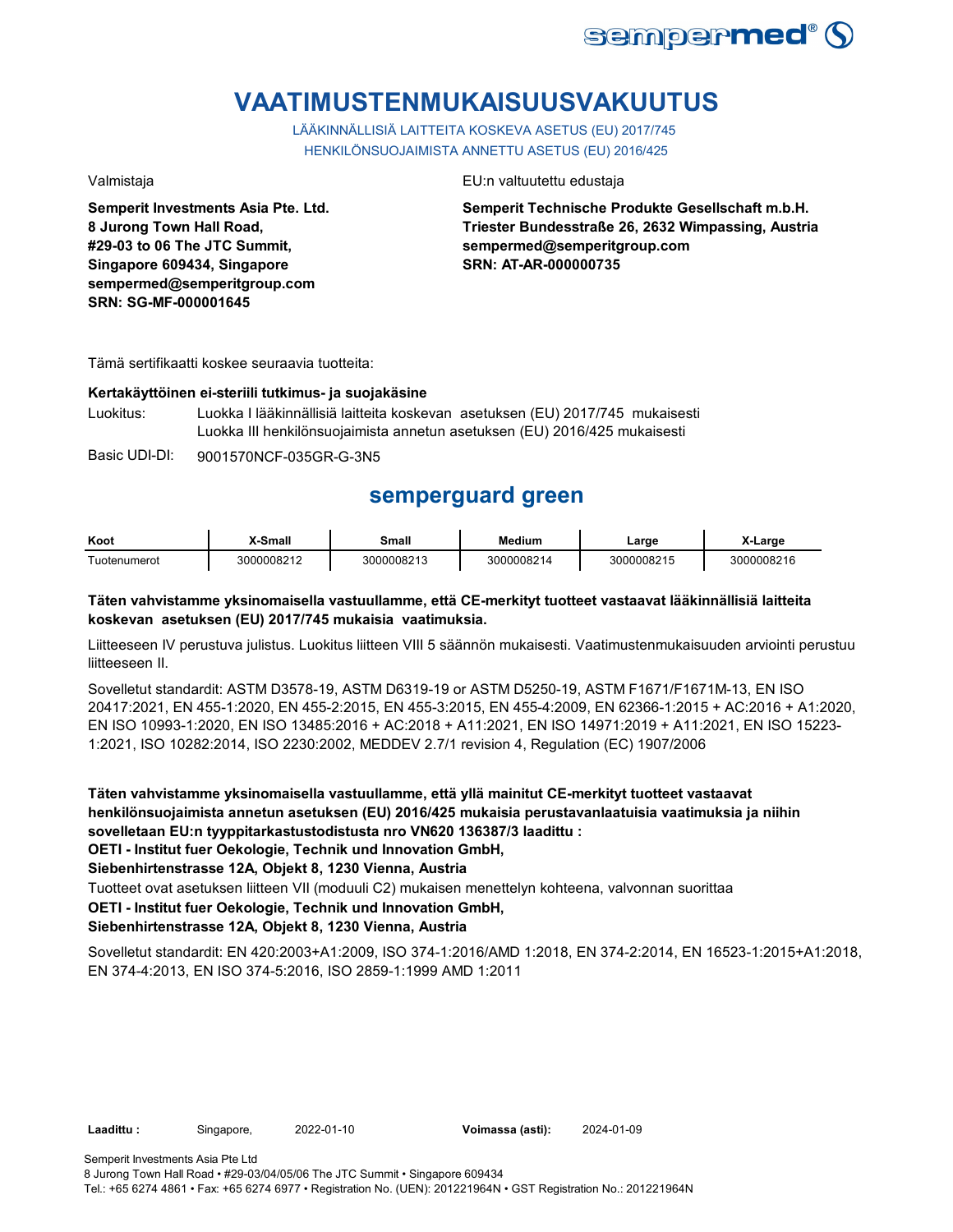# VAATIMUSTENMUKAISUUSVAKUUTUS

LÄÄKINNÄLLISIÄ LAITTEITA KOSKEVA ASETUS (EU) 2017/745
HENKILÖNSUOJAIMISTA ANNETTU ASETUS (EU) 2016/425

Valmistaja

**Semperit Investments Asia Pte. Ltd.**
**8 Jurong Town Hall Road,**
**#29-03 to 06 The JTC Summit,**
**Singapore 609434, Singapore**
**sempermed@semperitgroup.com**
**SRN: SG-MF-000001645**

EU:n valtuutettu edustaja

**Semperit Technische Produkte Gesellschaft m.b.H.**
**Triester Bundesstraße 26, 2632 Wimpassing, Austria**
**sempermed@semperitgroup.com**
**SRN: AT-AR-000000735**

Tämä sertifikaatti koskee seuraavia tuotteita:

**Kertakäyttöinen ei-steriili tutkimus- ja suojakäsine**

Luokitus: Luokka I lääkinnällisiä laitteita koskevan asetuksen (EU) 2017/745 mukaisesti
Luokka III henkilönsuojaimista annetun asetuksen (EU) 2016/425 mukaisesti

Basic UDI-DI: 9001570NCF-035GR-G-3N5

## semperguard green

| Koot | X-Small | Small | Medium | Large | X-Large |
|---|---|---|---|---|---|
| Tuotenumerot | 3000008212 | 3000008213 | 3000008214 | 3000008215 | 3000008216 |

**Täten vahvistamme yksinomaisella vastuullamme, että CE-merkityt tuotteet vastaavat lääkinnällisiä laitteita koskevan asetuksen (EU) 2017/745 mukaisia vaatimuksia.**

Liitteeseen IV perustuva julistus. Luokitus liitteen VIII 5 säännön mukaisesti. Vaatimustenmukaisuuden arviointi perustuu liitteeseen II.

Sovelletut standardit: ASTM D3578-19, ASTM D6319-19 or ASTM D5250-19, ASTM F1671/F1671M-13, EN ISO 20417:2021, EN 455-1:2020, EN 455-2:2015, EN 455-3:2015, EN 455-4:2009, EN 62366-1:2015 + AC:2016 + A1:2020, EN ISO 10993-1:2020, EN ISO 13485:2016 + AC:2018 + A11:2021, EN ISO 14971:2019 + A11:2021, EN ISO 15223-1:2021, ISO 10282:2014, ISO 2230:2002, MEDDEV 2.7/1 revision 4, Regulation (EC) 1907/2006

**Täten vahvistamme yksinomaisella vastuullamme, että yllä mainitut CE-merkityt tuotteet vastaavat henkilönsuojaimista annetun asetuksen (EU) 2016/425 mukaisia perustavanlaatuisia vaatimuksia ja niihin sovelletaan EU:n tyyppitarkastustodistusta nro VN620 136387/3 laadittu :**
**OETI - Institut fuer Oekologie, Technik und Innovation GmbH,**
**Siebenhirtenstrasse 12A, Objekt 8, 1230 Vienna, Austria**

Tuotteet ovat asetuksen liitteen VII (moduuli C2) mukaisen menettelyn kohteena, valvonnan suorittaa
**OETI - Institut fuer Oekologie, Technik und Innovation GmbH,**
**Siebenhirtenstrasse 12A, Objekt 8, 1230 Vienna, Austria**

Sovelletut standardit: EN 420:2003+A1:2009, ISO 374-1:2016/AMD 1:2018, EN 374-2:2014, EN 16523-1:2015+A1:2018, EN 374-4:2013, EN ISO 374-5:2016, ISO 2859-1:1999 AMD 1:2011

**Laadittu :** Singapore, 2022-01-10 **Voimassa (asti):** 2024-01-09

Semperit Investments Asia Pte Ltd
8 Jurong Town Hall Road • #29-03/04/05/06 The JTC Summit • Singapore 609434
Tel.: +65 6274 4861 • Fax: +65 6274 6977 • Registration No. (UEN): 201221964N • GST Registration No.: 201221964N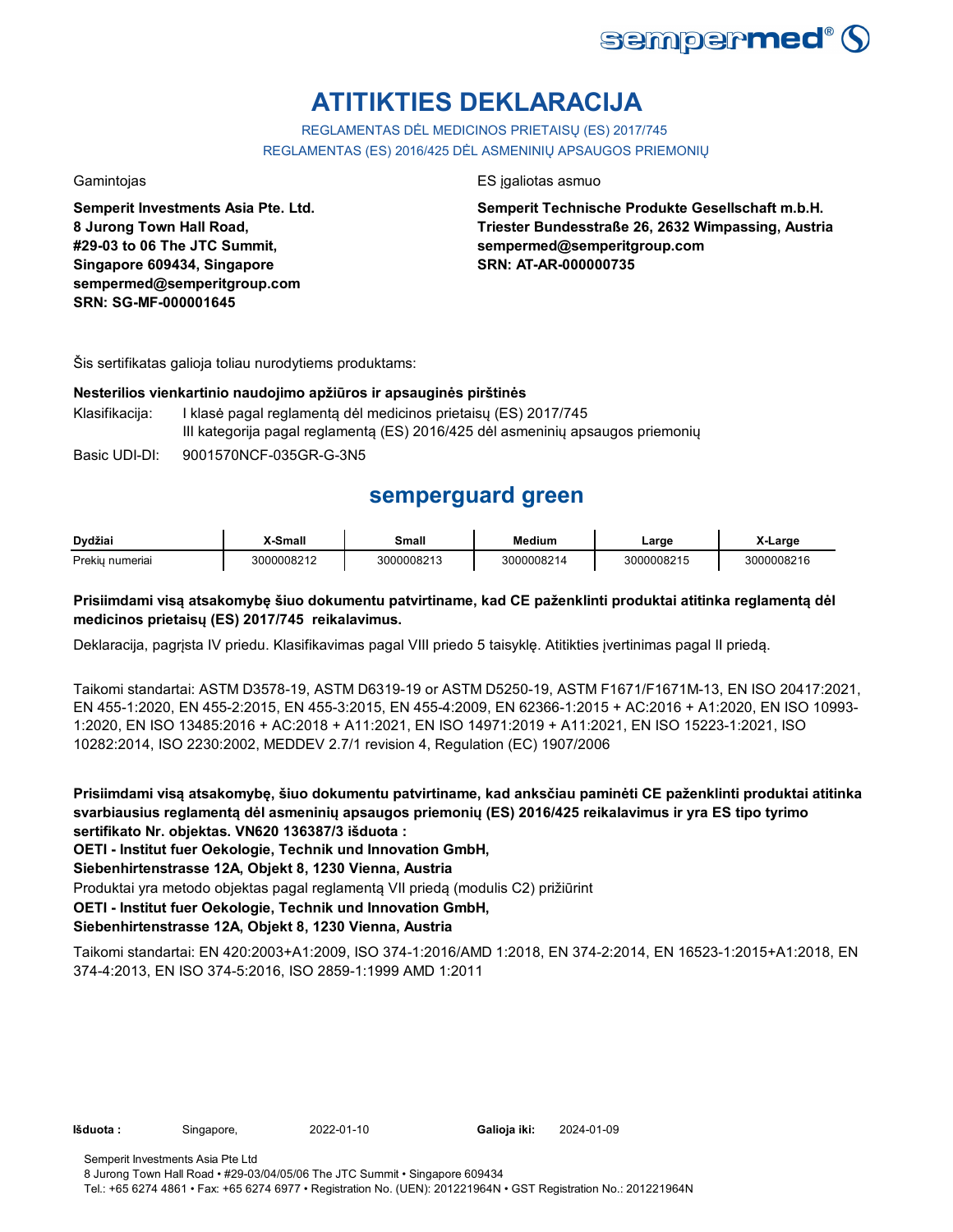# ATITIKTIES DEKLARACIJA

REGLAMENTAS DĖL MEDICINOS PRIETAISŲ (ES) 2017/745
REGLAMENTAS (ES) 2016/425 DĖL ASMENINIŲ APSAUGOS PRIEMONIŲ

Gamintojas

**Semperit Investments Asia Pte. Ltd.**
**8 Jurong Town Hall Road,**
**#29-03 to 06 The JTC Summit,**
**Singapore 609434, Singapore**
**sempermed@semperitgroup.com**
**SRN: SG-MF-000001645**

ES įgaliotas asmuo

**Semperit Technische Produkte Gesellschaft m.b.H.**
**Triester Bundesstraße 26, 2632 Wimpassing, Austria**
**sempermed@semperitgroup.com**
**SRN: AT-AR-000000735**

Šis sertifikatas galioja toliau nurodytiems produktams:

**Nesterilios vienkartinio naudojimo apžiūros ir apsauginės pirštinės**

Klasifikacija: I klasė pagal reglamentą dėl medicinos prietaisų (ES) 2017/745
III kategorija pagal reglamentą (ES) 2016/425 dėl asmeninių apsaugos priemonių

Basic UDI-DI: 9001570NCF-035GR-G-3N5

## semperguard green

| Dydžiai | X-Small | Small | Medium | Large | X-Large |
|---|---|---|---|---|---|
| Prekių numeriai | 3000008212 | 3000008213 | 3000008214 | 3000008215 | 3000008216 |

**Prisiimdami visą atsakomybę šiuo dokumentu patvirtiname, kad CE paženklinti produktai atitinka reglamentą dėl medicinos prietaisų (ES) 2017/745 reikalavimus.**

Deklaracija, pagrįsta IV priedu. Klasifikavimas pagal VIII priedo 5 taisyklę. Atitikties įvertinimas pagal II priedą.

Taikomi standartai: ASTM D3578-19, ASTM D6319-19 or ASTM D5250-19, ASTM F1671/F1671M-13, EN ISO 20417:2021, EN 455-1:2020, EN 455-2:2015, EN 455-3:2015, EN 455-4:2009, EN 62366-1:2015 + AC:2016 + A1:2020, EN ISO 10993-1:2020, EN ISO 13485:2016 + AC:2018 + A11:2021, EN ISO 14971:2019 + A11:2021, EN ISO 15223-1:2021, ISO 10282:2014, ISO 2230:2002, MEDDEV 2.7/1 revision 4, Regulation (EC) 1907/2006

**Prisiimdami visą atsakomybę, šiuo dokumentu patvirtiname, kad anksčiau paminėti CE paženklinti produktai atitinka svarbiausius reglamentą dėl asmeninių apsaugos priemonių (ES) 2016/425 reikalavimus ir yra ES tipo tyrimo sertifikato Nr. objektas. VN620 136387/3 išduota :**
**OETI - Institut fuer Oekologie, Technik und Innovation GmbH,**
**Siebenhirtenstrasse 12A, Objekt 8, 1230 Vienna, Austria**
Produktai yra metodo objektas pagal reglamentą VII priedą (modulis C2) prižiūrint
**OETI - Institut fuer Oekologie, Technik und Innovation GmbH,**
**Siebenhirtenstrasse 12A, Objekt 8, 1230 Vienna, Austria**

Taikomi standartai: EN 420:2003+A1:2009, ISO 374-1:2016/AMD 1:2018, EN 374-2:2014, EN 16523-1:2015+A1:2018, EN 374-4:2013, EN ISO 374-5:2016, ISO 2859-1:1999 AMD 1:2011

**Išduota :** Singapore, 2022-01-10 **Galioja iki:** 2024-01-09

Semperit Investments Asia Pte Ltd
8 Jurong Town Hall Road • #29-03/04/05/06 The JTC Summit • Singapore 609434
Tel.: +65 6274 4861 • Fax: +65 6274 6977 • Registration No. (UEN): 201221964N • GST Registration No.: 201221964N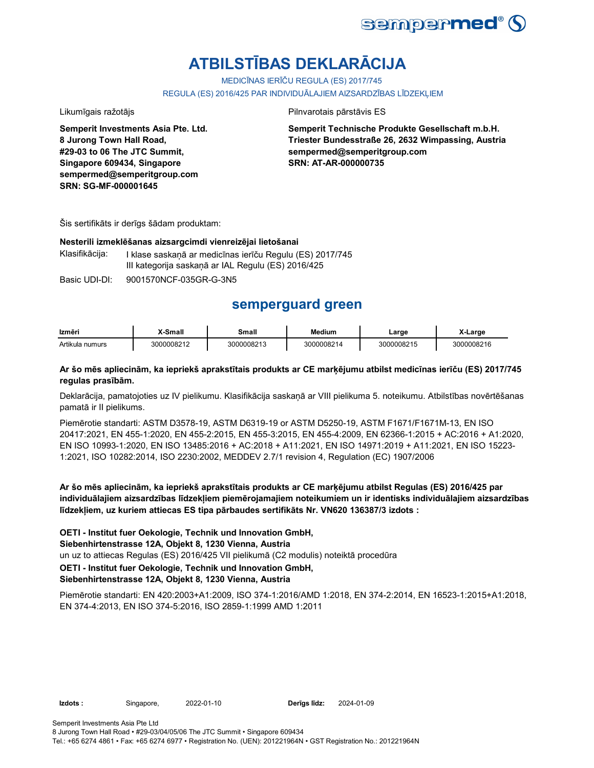# ATBILSTĪBAS DEKLARĀCIJA

MEDICĪNAS IERĪČU REGULA (ES) 2017/745

REGULA (ES) 2016/425 PAR INDIVIDUĀLAJIEM AIZSARDZĪBAS LĪDZEKĻIEM

Likumīgais ražotājs

**Semperit Investments Asia Pte. Ltd.**
**8 Jurong Town Hall Road,**
**#29-03 to 06 The JTC Summit,**
**Singapore 609434, Singapore**
**sempermed@semperitgroup.com**
**SRN: SG-MF-000001645**

Pilnvarotais pārstāvis ES

**Semperit Technische Produkte Gesellschaft m.b.H.**
**Triester Bundesstraße 26, 2632 Wimpassing, Austria**
**sempermed@semperitgroup.com**
**SRN: AT-AR-000000735**

Šis sertifikāts ir derīgs šādam produktam:

**Nesterili izmeklēšanas aizsargcimdi vienreizējai lietošanai**

Klasifikācija: I klase saskaņā ar medicīnas ierīču Regulu (ES) 2017/745
III kategorija saskaņā ar IAL Regulu (ES) 2016/425

Basic UDI-DI: 9001570NCF-035GR-G-3N5

## semperguard green

| Izmēri | X-Small | Small | Medium | Large | X-Large |
|---|---|---|---|---|---|
| Artikula numurs | 3000008212 | 3000008213 | 3000008214 | 3000008215 | 3000008216 |

**Ar šo mēs apliecinām, ka iepriekš aprakstītais produkts ar CE marķējumu atbilst medicīnas ierīču (ES) 2017/745 regulas prasībām.**

Deklarācija, pamatojoties uz IV pielikumu. Klasifikācija saskaņā ar VIII pielikuma 5. noteikumu. Atbilstības novērtēšanas pamatā ir II pielikums.

Piemērotie standarti: ASTM D3578-19, ASTM D6319-19 or ASTM D5250-19, ASTM F1671/F1671M-13, EN ISO 20417:2021, EN 455-1:2020, EN 455-2:2015, EN 455-3:2015, EN 455-4:2009, EN 62366-1:2015 + AC:2016 + A1:2020, EN ISO 10993-1:2020, EN ISO 13485:2016 + AC:2018 + A11:2021, EN ISO 14971:2019 + A11:2021, EN ISO 15223-1:2021, ISO 10282:2014, ISO 2230:2002, MEDDEV 2.7/1 revision 4, Regulation (EC) 1907/2006

**Ar šo mēs apliecinām, ka iepriekš aprakstītais produkts ar CE marķējumu atbilst Regulas (ES) 2016/425 par individuālajiem aizsardzības līdzekļiem piemērojamajiem noteikumiem un ir identisks individuālajiem aizsardzības līdzekļiem, uz kuriem attiecas ES tipa pārbaudes sertifikāts Nr. VN620 136387/3 izdots :**

**OETI - Institut fuer Oekologie, Technik und Innovation GmbH,**
**Siebenhirtenstrasse 12A, Objekt 8, 1230 Vienna, Austria**
un uz to attiecas Regulas (ES) 2016/425 VII pielikumā (C2 modulis) noteiktā procedūra
**OETI - Institut fuer Oekologie, Technik und Innovation GmbH,**
**Siebenhirtenstrasse 12A, Objekt 8, 1230 Vienna, Austria**

Piemērotie standarti: EN 420:2003+A1:2009, ISO 374-1:2016/AMD 1:2018, EN 374-2:2014, EN 16523-1:2015+A1:2018, EN 374-4:2013, EN ISO 374-5:2016, ISO 2859-1:1999 AMD 1:2011

**Izdots :** Singapore, 2022-01-10 **Derīgs līdz:** 2024-01-09

Semperit Investments Asia Pte Ltd
8 Jurong Town Hall Road • #29-03/04/05/06 The JTC Summit • Singapore 609434
Tel.: +65 6274 4861 • Fax: +65 6274 6977 • Registration No. (UEN): 201221964N • GST Registration No.: 201221964N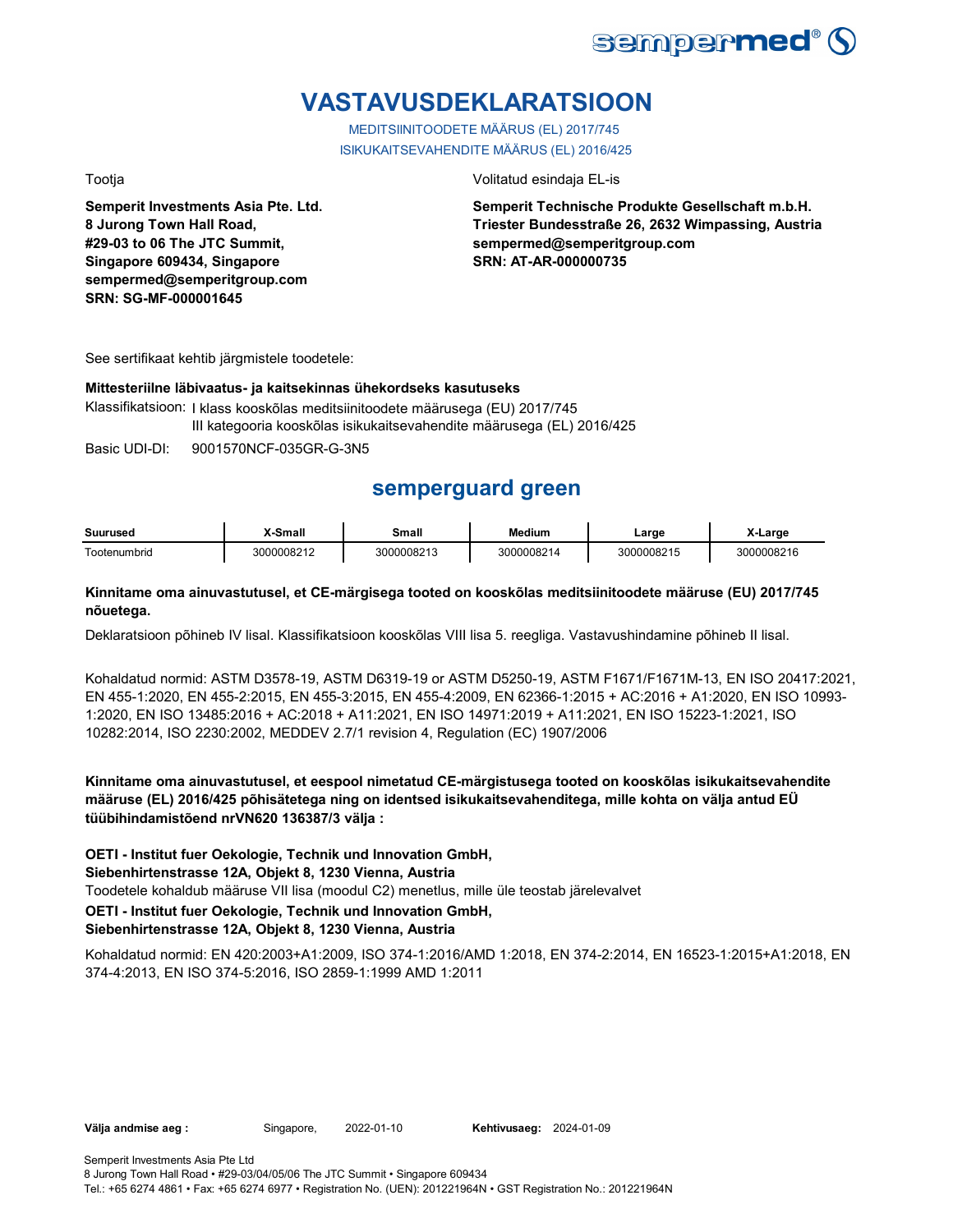# VASTAVUSDEKLARATSIOON

MEDITSIINITOODETE MÄÄRUS (EL) 2017/745

ISIKUKAITSEVAHENDITE MÄÄRUS (EL) 2016/425

Tootja

**Semperit Investments Asia Pte. Ltd.**
**8 Jurong Town Hall Road,**
**#29-03 to 06 The JTC Summit,**
**Singapore 609434, Singapore**
**sempermed@semperitgroup.com**
**SRN: SG-MF-000001645**

Volitatud esindaja EL-is

**Semperit Technische Produkte Gesellschaft m.b.H.**
**Triester Bundesstraße 26, 2632 Wimpassing, Austria**
**sempermed@semperitgroup.com**
**SRN: AT-AR-000000735**

See sertifikaat kehtib järgmistele toodetele:

**Mittesteriilne läbivaatus- ja kaitsekinnas ühekordseks kasutuseks**

Klassifikatsioon: I klass kooskõlas meditsiinitoodete määrusega (EU) 2017/745
III kategooria kooskõlas isikukaitsevahendite määrusega (EL) 2016/425

Basic UDI-DI: 9001570NCF-035GR-G-3N5

## semperguard green

| Suurused | X-Small | Small | Medium | Large | X-Large |
|---|---|---|---|---|---|
| Tootenumbrid | 3000008212 | 3000008213 | 3000008214 | 3000008215 | 3000008216 |

**Kinnitame oma ainuvastutusel, et CE-märgisega tooted on kooskõlas meditsiinitoodete määruse (EU) 2017/745 nõuetega.**

Deklaratsioon põhineb IV lisal. Klassifikatsioon kooskõlas VIII lisa 5. reegliga. Vastavushindamine põhineb II lisal.

Kohaldatud normid: ASTM D3578-19, ASTM D6319-19 or ASTM D5250-19, ASTM F1671/F1671M-13, EN ISO 20417:2021, EN 455-1:2020, EN 455-2:2015, EN 455-3:2015, EN 455-4:2009, EN 62366-1:2015 + AC:2016 + A1:2020, EN ISO 10993-1:2020, EN ISO 13485:2016 + AC:2018 + A11:2021, EN ISO 14971:2019 + A11:2021, EN ISO 15223-1:2021, ISO 10282:2014, ISO 2230:2002, MEDDEV 2.7/1 revision 4, Regulation (EC) 1907/2006

**Kinnitame oma ainuvastutusel, et eespool nimetatud CE-märgistusega tooted on kooskõlas isikukaitsevahendite määruse (EL) 2016/425 põhisätetega ning on identsed isikukaitsevahenditega, mille kohta on välja antud EÜ tüübihindamistõend nrVN620 136387/3 välja :**

**OETI - Institut fuer Oekologie, Technik und Innovation GmbH,**
**Siebenhirtenstrasse 12A, Objekt 8, 1230 Vienna, Austria**

Toodetele kohaldub määruse VII lisa (moodul C2) menetlus, mille üle teostab järelevalvet

**OETI - Institut fuer Oekologie, Technik und Innovation GmbH,**
**Siebenhirtenstrasse 12A, Objekt 8, 1230 Vienna, Austria**

Kohaldatud normid: EN 420:2003+A1:2009, ISO 374-1:2016/AMD 1:2018, EN 374-2:2014, EN 16523-1:2015+A1:2018, EN 374-4:2013, EN ISO 374-5:2016, ISO 2859-1:1999 AMD 1:2011

**Välja andmise aeg :** Singapore, 2022-01-10 **Kehtivusaeg:** 2024-01-09

Semperit Investments Asia Pte Ltd
8 Jurong Town Hall Road • #29-03/04/05/06 The JTC Summit • Singapore 609434
Tel.: +65 6274 4861 • Fax: +65 6274 6977 • Registration No. (UEN): 201221964N • GST Registration No.: 201221964N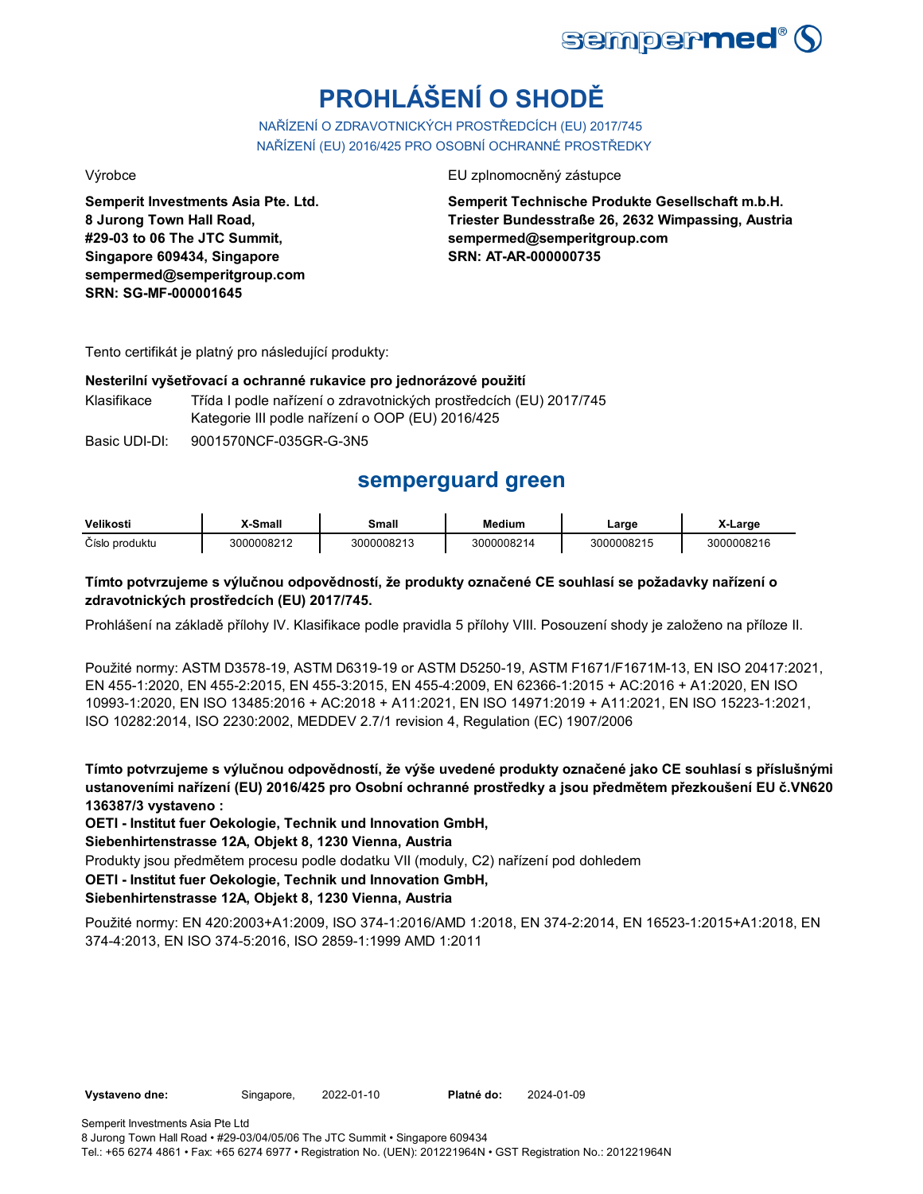# PROHLÁŠENÍ O SHODĚ

NAŘÍZENÍ O ZDRAVOTNICKÝCH PROSTŘEDCÍCH (EU) 2017/745
NAŘÍZENÍ (EU) 2016/425 PRO OSOBNÍ OCHRANNÉ PROSTŘEDKY

Výrobce

**Semperit Investments Asia Pte. Ltd.**
**8 Jurong Town Hall Road,**
**#29-03 to 06 The JTC Summit,**
**Singapore 609434, Singapore**
**sempermed@semperitgroup.com**
**SRN: SG-MF-000001645**

EU zplnomocněný zástupce

**Semperit Technische Produkte Gesellschaft m.b.H.**
**Triester Bundesstraße 26, 2632 Wimpassing, Austria**
**sempermed@semperitgroup.com**
**SRN: AT-AR-000000735**

Tento certifikát je platný pro následující produkty:

**Nesterilní vyšetřovací a ochranné rukavice pro jednorázové použití**

Klasifikace: Třída I podle nařízení o zdravotnických prostředcích (EU) 2017/745
Kategorie III podle nařízení o OOP (EU) 2016/425

Basic UDI-DI: 9001570NCF-035GR-G-3N5

## semperguard green

| Velikosti | X-Small | Small | Medium | Large | X-Large |
|---|---|---|---|---|---|
| Číslo produktu | 3000008212 | 3000008213 | 3000008214 | 3000008215 | 3000008216 |

**Tímto potvrzujeme s výlučnou odpovědností, že produkty označené CE souhlasí se požadavky nařízení o zdravotnických prostředcích (EU) 2017/745.**

Prohlášení na základě přílohy IV. Klasifikace podle pravidla 5 přílohy VIII. Posouzení shody je založeno na příloze II.

Použité normy: ASTM D3578-19, ASTM D6319-19 or ASTM D5250-19, ASTM F1671/F1671M-13, EN ISO 20417:2021, EN 455-1:2020, EN 455-2:2015, EN 455-3:2015, EN 455-4:2009, EN 62366-1:2015 + AC:2016 + A1:2020, EN ISO 10993-1:2020, EN ISO 13485:2016 + AC:2018 + A11:2021, EN ISO 14971:2019 + A11:2021, EN ISO 15223-1:2021, ISO 10282:2014, ISO 2230:2002, MEDDEV 2.7/1 revision 4, Regulation (EC) 1907/2006

**Tímto potvrzujeme s výlučnou odpovědností, že výše uvedené produkty označené jako CE souhlasí s příslušnými ustanoveními nařízení (EU) 2016/425 pro Osobní ochranné prostředky a jsou předmětem přezkoušení EU č.VN620 136387/3 vystaveno :**

**OETI - Institut fuer Oekologie, Technik und Innovation GmbH,**
**Siebenhirtenstrasse 12A, Objekt 8, 1230 Vienna, Austria**

Produkty jsou předmětem procesu podle dodatku VII (moduly, C2) nařízení pod dohledem

**OETI - Institut fuer Oekologie, Technik und Innovation GmbH,**
**Siebenhirtenstrasse 12A, Objekt 8, 1230 Vienna, Austria**

Použité normy: EN 420:2003+A1:2009, ISO 374-1:2016/AMD 1:2018, EN 374-2:2014, EN 16523-1:2015+A1:2018, EN 374-4:2013, EN ISO 374-5:2016, ISO 2859-1:1999 AMD 1:2011

**Vystaveno dne:** Singapore, 2022-01-10 **Platné do:** 2024-01-09

Semperit Investments Asia Pte Ltd
8 Jurong Town Hall Road • #29-03/04/05/06 The JTC Summit • Singapore 609434
Tel.: +65 6274 4861 • Fax: +65 6274 6977 • Registration No. (UEN): 201221964N • GST Registration No.: 201221964N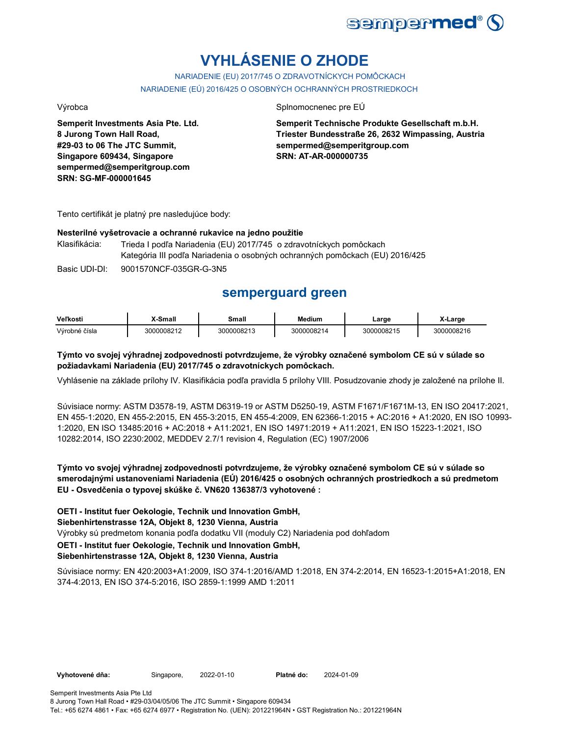# VYHLÁSENIE O ZHODE

NARIADENIE (EU) 2017/745 O ZDRAVOTNÍCKYCH POMÔCKACH

NARIADENIE (EÚ) 2016/425 O OSOBNÝCH OCHRANNÝCH PROSTRIEDKOCH

Výrobca

**Semperit Investments Asia Pte. Ltd.**
**8 Jurong Town Hall Road,**
**#29-03 to 06 The JTC Summit,**
**Singapore 609434, Singapore**
**sempermed@semperitgroup.com**
**SRN: SG-MF-000001645**

Splnomocnenec pre EÚ

**Semperit Technische Produkte Gesellschaft m.b.H.**
**Triester Bundesstraße 26, 2632 Wimpassing, Austria**
**sempermed@semperitgroup.com**
**SRN: AT-AR-000000735**

Tento certifikát je platný pre nasledujúce body:

**Nesterilné vyšetrovacie a ochranné rukavice na jedno použitie**

Klasifikácia: Trieda I podľa Nariadenia (EU) 2017/745 o zdravotníckych pomôckach
Kategória III podľa Nariadenia o osobných ochranných pomôckach (EU) 2016/425

Basic UDI-DI: 9001570NCF-035GR-G-3N5

## semperguard green

| Veľkosti | X-Small | Small | Medium | Large | X-Large |
|---|---|---|---|---|---|
| Výrobné čísla | 3000008212 | 3000008213 | 3000008214 | 3000008215 | 3000008216 |

**Týmto vo svojej výhradnej zodpovednosti potvrdzujeme, že výrobky označené symbolom CE sú v súlade so požiadavkami Nariadenia (EU) 2017/745 o zdravotníckych pomôckach.**

Vyhlásenie na základe prílohy IV. Klasifikácia podľa pravidla 5 prílohy VIII. Posudzovanie zhody je založené na prílohe II.

Súvisiace normy: ASTM D3578-19, ASTM D6319-19 or ASTM D5250-19, ASTM F1671/F1671M-13, EN ISO 20417:2021, EN 455-1:2020, EN 455-2:2015, EN 455-3:2015, EN 455-4:2009, EN 62366-1:2015 + AC:2016 + A1:2020, EN ISO 10993-1:2020, EN ISO 13485:2016 + AC:2018 + A11:2021, EN ISO 14971:2019 + A11:2021, EN ISO 15223-1:2021, ISO 10282:2014, ISO 2230:2002, MEDDEV 2.7/1 revision 4, Regulation (EC) 1907/2006

**Týmto vo svojej výhradnej zodpovednosti potvrdzujeme, že výrobky označené symbolom CE sú v súlade so smerodajnými ustanoveniami Nariadenia (EÚ) 2016/425 o osobných ochranných prostriedkoch a sú predmetom EU - Osvedčenia o typovej skúške č. VN620 136387/3 vyhotovené :**

**OETI - Institut fuer Oekologie, Technik und Innovation GmbH,**
**Siebenhirtenstrasse 12A, Objekt 8, 1230 Vienna, Austria**

Výrobky sú predmetom konania podľa dodatku VII (moduly C2) Nariadenia pod dohľadom

**OETI - Institut fuer Oekologie, Technik und Innovation GmbH,**
**Siebenhirtenstrasse 12A, Objekt 8, 1230 Vienna, Austria**

Súvisiace normy: EN 420:2003+A1:2009, ISO 374-1:2016/AMD 1:2018, EN 374-2:2014, EN 16523-1:2015+A1:2018, EN 374-4:2013, EN ISO 374-5:2016, ISO 2859-1:1999 AMD 1:2011

**Vyhotovené dňa:** Singapore, 2022-01-10 **Platné do:** 2024-01-09

Semperit Investments Asia Pte Ltd
8 Jurong Town Hall Road • #29-03/04/05/06 The JTC Summit • Singapore 609434
Tel.: +65 6274 4861 • Fax: +65 6274 6977 • Registration No. (UEN): 201221964N • GST Registration No.: 201221964N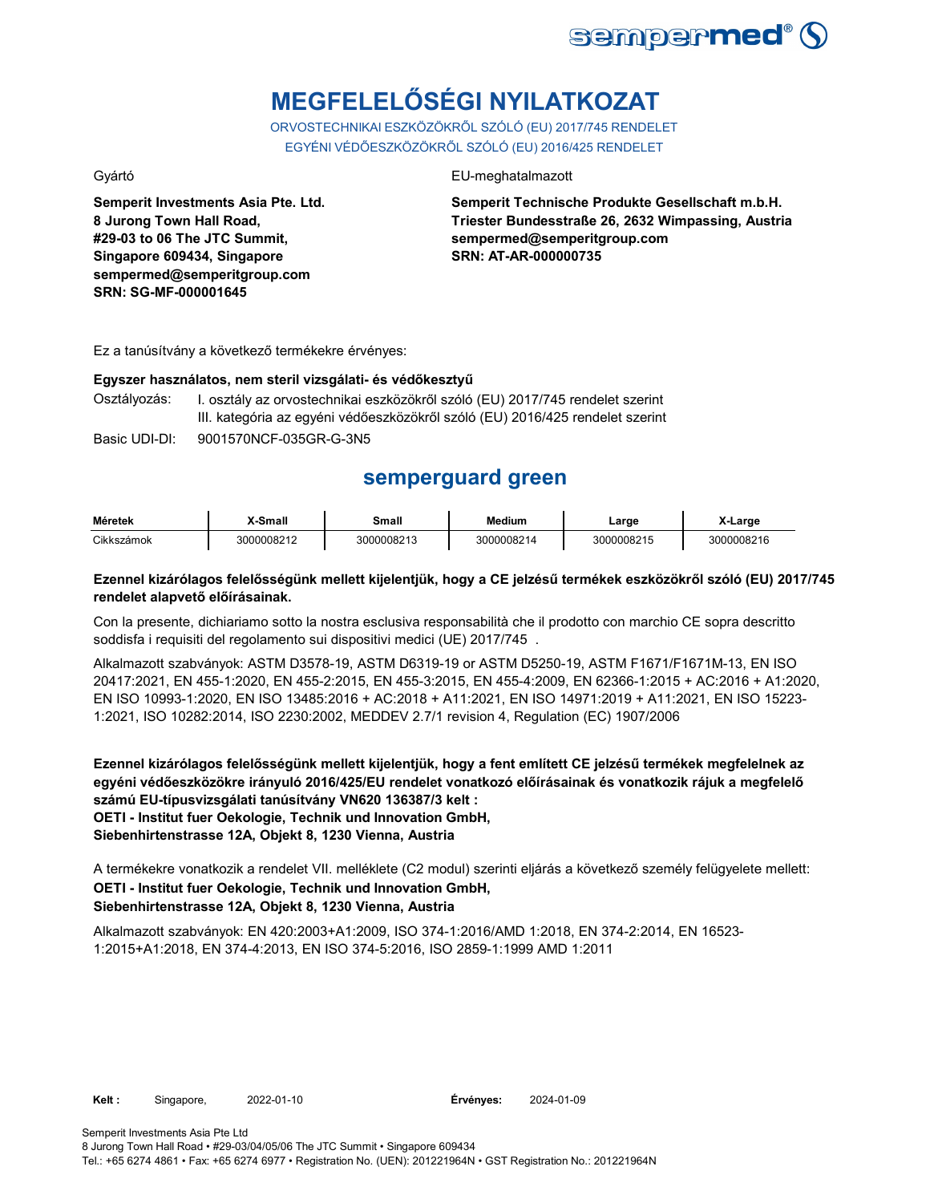# MEGFELELŐSÉGI NYILATKOZAT

ORVOSTECHNIKAI ESZKÖZÖKRŐL SZÓLÓ (EU) 2017/745 RENDELET
EGYÉNI VÉDŐESZKÖZÖKRŐL SZÓLÓ (EU) 2016/425 RENDELET

Gyártó

**Semperit Investments Asia Pte. Ltd.**
**8 Jurong Town Hall Road,**
**#29-03 to 06 The JTC Summit,**
**Singapore 609434, Singapore**
**sempermed@semperitgroup.com**
**SRN: SG-MF-000001645**

EU-meghatalmazott

**Semperit Technische Produkte Gesellschaft m.b.H.**
**Triester Bundesstraße 26, 2632 Wimpassing, Austria**
**sempermed@semperitgroup.com**
**SRN: AT-AR-000000735**

Ez a tanúsítvány a következő termékekre érvényes:

**Egyszer használatos, nem steril vizsgálati- és védőkesztyű**

Osztályozás: I. osztály az orvostechnikai eszközökről szóló (EU) 2017/745 rendelet szerint
III. kategória az egyéni védőeszközökről szóló (EU) 2016/425 rendelet szerint

Basic UDI-DI: 9001570NCF-035GR-G-3N5

## semperguard green

| Méretek | X-Small | Small | Medium | Large | X-Large |
|---|---|---|---|---|---|
| Cikkszámok | 3000008212 | 3000008213 | 3000008214 | 3000008215 | 3000008216 |

**Ezennel kizárólagos felelősségünk mellett kijelentjük, hogy a CE jelzésű termékek eszközökről szóló (EU) 2017/745 rendelet alapvető előírásainak.**

Con la presente, dichiariamo sotto la nostra esclusiva responsabilità che il prodotto con marchio CE sopra descritto soddisfa i requisiti del regolamento sui dispositivi medici (UE) 2017/745 .

Alkalmazott szabványok: ASTM D3578-19, ASTM D6319-19 or ASTM D5250-19, ASTM F1671/F1671M-13, EN ISO 20417:2021, EN 455-1:2020, EN 455-2:2015, EN 455-3:2015, EN 455-4:2009, EN 62366-1:2015 + AC:2016 + A1:2020, EN ISO 10993-1:2020, EN ISO 13485:2016 + AC:2018 + A11:2021, EN ISO 14971:2019 + A11:2021, EN ISO 15223-1:2021, ISO 10282:2014, ISO 2230:2002, MEDDEV 2.7/1 revision 4, Regulation (EC) 1907/2006

**Ezennel kizárólagos felelősségünk mellett kijelentjük, hogy a fent említett CE jelzésű termékek megfelelnek az egyéni védőeszközökre irányuló 2016/425/EU rendelet vonatkozó előírásainak és vonatkozik rájuk a megfelelő számú EU-típusvizsgálati tanúsítvány VN620 136387/3 kelt :**
**OETI - Institut fuer Oekologie, Technik und Innovation GmbH,**
**Siebenhirtenstrasse 12A, Objekt 8, 1230 Vienna, Austria**

A termékekre vonatkozik a rendelet VII. melléklete (C2 modul) szerinti eljárás a következő személy felügyelete mellett:
**OETI - Institut fuer Oekologie, Technik und Innovation GmbH,**
**Siebenhirtenstrasse 12A, Objekt 8, 1230 Vienna, Austria**

Alkalmazott szabványok: EN 420:2003+A1:2009, ISO 374-1:2016/AMD 1:2018, EN 374-2:2014, EN 16523-1:2015+A1:2018, EN 374-4:2013, EN ISO 374-5:2016, ISO 2859-1:1999 AMD 1:2011

**Kelt :** Singapore, 2022-01-10 **Érvényes:** 2024-01-09

Semperit Investments Asia Pte Ltd
8 Jurong Town Hall Road • #29-03/04/05/06 The JTC Summit • Singapore 609434
Tel.: +65 6274 4861 • Fax: +65 6274 6977 • Registration No. (UEN): 201221964N • GST Registration No.: 201221964N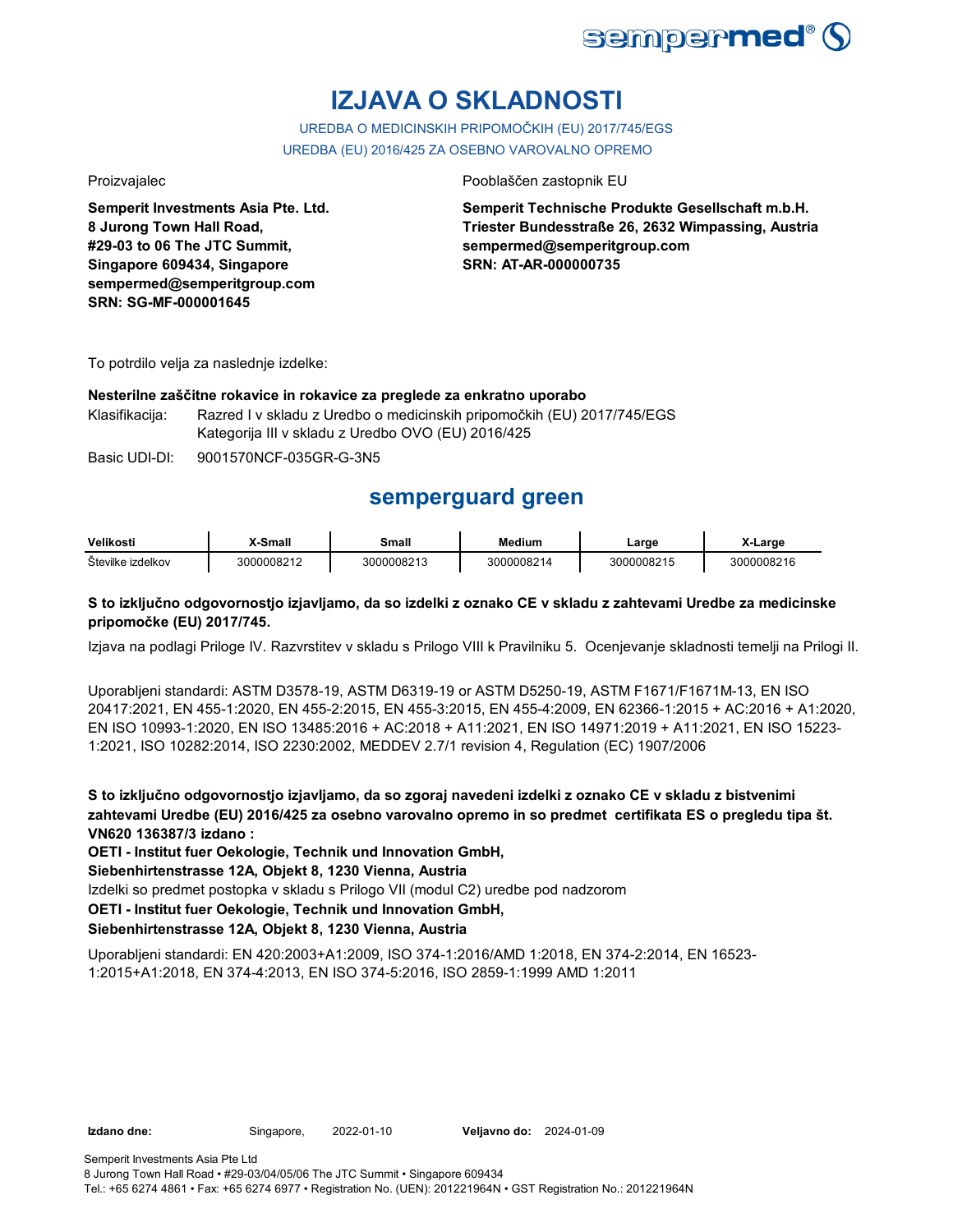# IZJAVA O SKLADNOSTI

UREDBA O MEDICINSKIH PRIPOMOČKIH (EU) 2017/745/EGS
UREDBA (EU) 2016/425 ZA OSEBNO VAROVALNO OPREMO

Proizvajalec

**Semperit Investments Asia Pte. Ltd.**
**8 Jurong Town Hall Road,**
**#29-03 to 06 The JTC Summit,**
**Singapore 609434, Singapore**
**sempermed@semperitgroup.com**
**SRN: SG-MF-000001645**

Pooblaščen zastopnik EU

**Semperit Technische Produkte Gesellschaft m.b.H.**
**Triester Bundesstraße 26, 2632 Wimpassing, Austria**
**sempermed@semperitgroup.com**
**SRN: AT-AR-000000735**

To potrdilo velja za naslednje izdelke:

**Nesterilne zaščitne rokavice in rokavice za preglede za enkratno uporabo**

Klasifikacija: Razred I v skladu z Uredbo o medicinskih pripomočkih (EU) 2017/745/EGS
Kategorija III v skladu z Uredbo OVO (EU) 2016/425

Basic UDI-DI: 9001570NCF-035GR-G-3N5

## semperguard green

| Velikosti | X-Small | Small | Medium | Large | X-Large |
|---|---|---|---|---|---|
| Številke izdelkov | 3000008212 | 3000008213 | 3000008214 | 3000008215 | 3000008216 |

**S to izključno odgovornostjo izjavljamo, da so izdelki z oznako CE v skladu z zahtevami Uredbe za medicinske pripomočke (EU) 2017/745.**

Izjava na podlagi Priloge IV. Razvrstitev v skladu s Prilogo VIII k Pravilniku 5. Ocenjevanje skladnosti temelji na Prilogi II.

Uporabljeni standardi: ASTM D3578-19, ASTM D6319-19 or ASTM D5250-19, ASTM F1671/F1671M-13, EN ISO 20417:2021, EN 455-1:2020, EN 455-2:2015, EN 455-3:2015, EN 455-4:2009, EN 62366-1:2015 + AC:2016 + A1:2020, EN ISO 10993-1:2020, EN ISO 13485:2016 + AC:2018 + A11:2021, EN ISO 14971:2019 + A11:2021, EN ISO 15223-1:2021, ISO 10282:2014, ISO 2230:2002, MEDDEV 2.7/1 revision 4, Regulation (EC) 1907/2006

**S to izključno odgovornostjo izjavljamo, da so zgoraj navedeni izdelki z oznako CE v skladu z bistvenimi zahtevami Uredbe (EU) 2016/425 za osebno varovalno opremo in so predmet certifikata ES o pregledu tipa št. VN620 136387/3 izdano :**

**OETI - Institut fuer Oekologie, Technik und Innovation GmbH,**
**Siebenhirtenstrasse 12A, Objekt 8, 1230 Vienna, Austria**

Izdelki so predmet postopka v skladu s Prilogo VII (modul C2) uredbe pod nadzorom

**OETI - Institut fuer Oekologie, Technik und Innovation GmbH,**
**Siebenhirtenstrasse 12A, Objekt 8, 1230 Vienna, Austria**

Uporabljeni standardi: EN 420:2003+A1:2009, ISO 374-1:2016/AMD 1:2018, EN 374-2:2014, EN 16523-1:2015+A1:2018, EN 374-4:2013, EN ISO 374-5:2016, ISO 2859-1:1999 AMD 1:2011

**Izdano dne:** Singapore, 2022-01-10 **Veljavno do:** 2024-01-09

Semperit Investments Asia Pte Ltd
8 Jurong Town Hall Road • #29-03/04/05/06 The JTC Summit • Singapore 609434
Tel.: +65 6274 4861 • Fax: +65 6274 6977 • Registration No. (UEN): 201221964N • GST Registration No.: 201221964N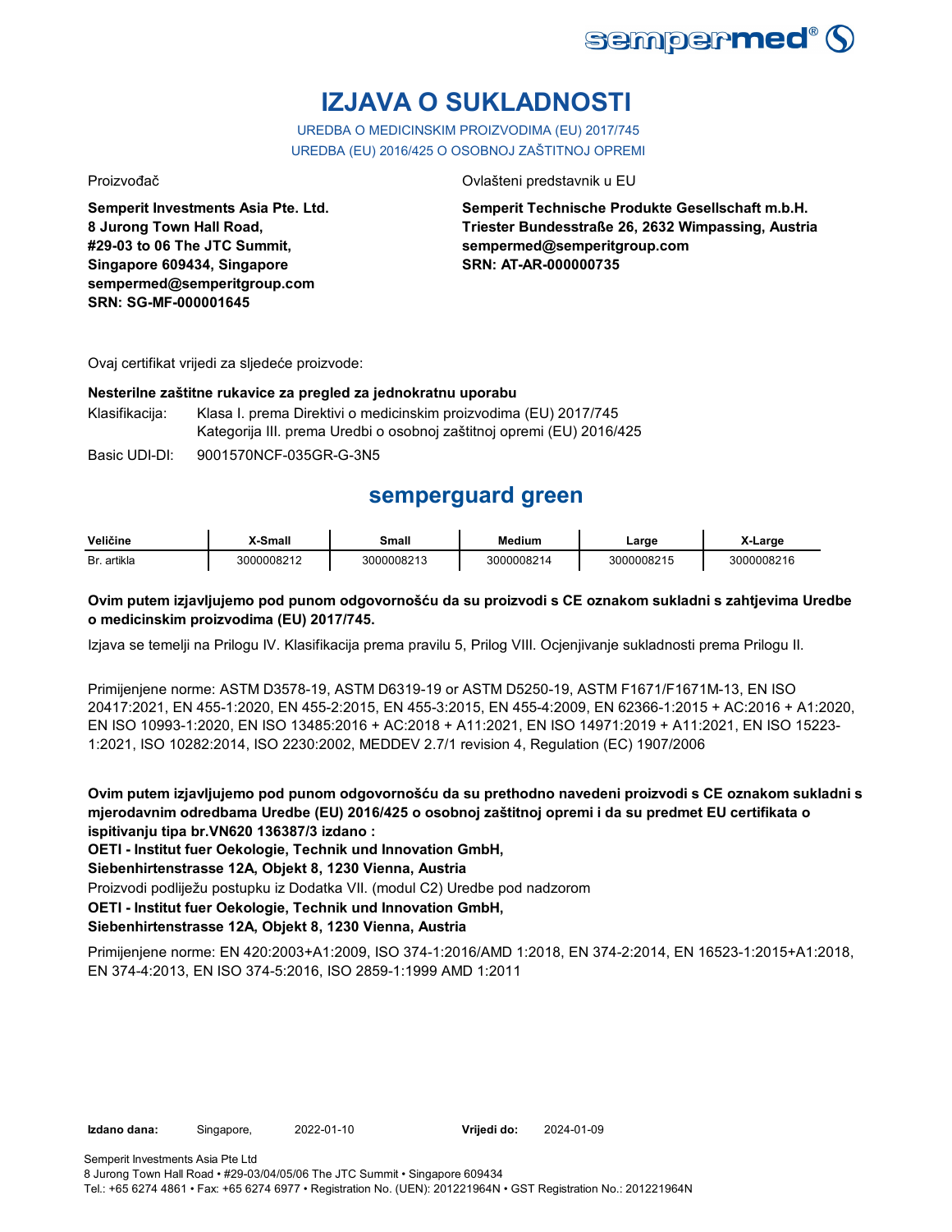# IZJAVA O SUKLADNOSTI

UREDBA O MEDICINSKIM PROIZVODIMA (EU) 2017/745
UREDBA (EU) 2016/425 O OSOBNOJ ZAŠTITNOJ OPREMI

Proizvođač

**Semperit Investments Asia Pte. Ltd.**
**8 Jurong Town Hall Road,**
**#29-03 to 06 The JTC Summit,**
**Singapore 609434, Singapore**
**sempermed@semperitgroup.com**
**SRN: SG-MF-000001645**

Ovlašteni predstavnik u EU

**Semperit Technische Produkte Gesellschaft m.b.H.**
**Triester Bundesstraße 26, 2632 Wimpassing, Austria**
**sempermed@semperitgroup.com**
**SRN: AT-AR-000000735**

Ovaj certifikat vrijedi za sljedeće proizvode:

**Nesterilne zaštitne rukavice za pregled za jednokratnu uporabu**

Klasifikacija: Klasa I. prema Direktivi o medicinskim proizvodima (EU) 2017/745
Kategorija III. prema Uredbi o osobnoj zaštitnoj opremi (EU) 2016/425

Basic UDI-DI: 9001570NCF-035GR-G-3N5

## semperguard green

| Veličine | X-Small | Small | Medium | Large | X-Large |
|---|---|---|---|---|---|
| Br. artikla | 3000008212 | 3000008213 | 3000008214 | 3000008215 | 3000008216 |

**Ovim putem izjavljujemo pod punom odgovornošću da su proizvodi s CE oznakom sukladni s zahtjevima Uredbe o medicinskim proizvodima (EU) 2017/745.**

Izjava se temelji na Prilogu IV. Klasifikacija prema pravilu 5, Prilog VIII. Ocjenjivanje sukladnosti prema Prilogu II.

Primijenjene norme: ASTM D3578-19, ASTM D6319-19 or ASTM D5250-19, ASTM F1671/F1671M-13, EN ISO 20417:2021, EN 455-1:2020, EN 455-2:2015, EN 455-3:2015, EN 455-4:2009, EN 62366-1:2015 + AC:2016 + A1:2020, EN ISO 10993-1:2020, EN ISO 13485:2016 + AC:2018 + A11:2021, EN ISO 14971:2019 + A11:2021, EN ISO 15223-1:2021, ISO 10282:2014, ISO 2230:2002, MEDDEV 2.7/1 revision 4, Regulation (EC) 1907/2006

**Ovim putem izjavljujemo pod punom odgovornošću da su prethodno navedeni proizvodi s CE oznakom sukladni s mjerodavnim odredbama Uredbe (EU) 2016/425 o osobnoj zaštitnoj opremi i da su predmet EU certifikata o ispitivanju tipa br.VN620 136387/3 izdano :**
**OETI - Institut fuer Oekologie, Technik und Innovation GmbH,**
**Siebenhirtenstrasse 12A, Objekt 8, 1230 Vienna, Austria**
Proizvodi podliježu postupku iz Dodatka VII. (modul C2) Uredbe pod nadzorom
**OETI - Institut fuer Oekologie, Technik und Innovation GmbH,**
**Siebenhirtenstrasse 12A, Objekt 8, 1230 Vienna, Austria**

Primijenjene norme: EN 420:2003+A1:2009, ISO 374-1:2016/AMD 1:2018, EN 374-2:2014, EN 16523-1:2015+A1:2018, EN 374-4:2013, EN ISO 374-5:2016, ISO 2859-1:1999 AMD 1:2011

**Izdano dana:** Singapore, 2022-01-10 **Vrijedi do:** 2024-01-09

Semperit Investments Asia Pte Ltd
8 Jurong Town Hall Road • #29-03/04/05/06 The JTC Summit • Singapore 609434
Tel.: +65 6274 4861 • Fax: +65 6274 6977 • Registration No. (UEN): 201221964N • GST Registration No.: 201221964N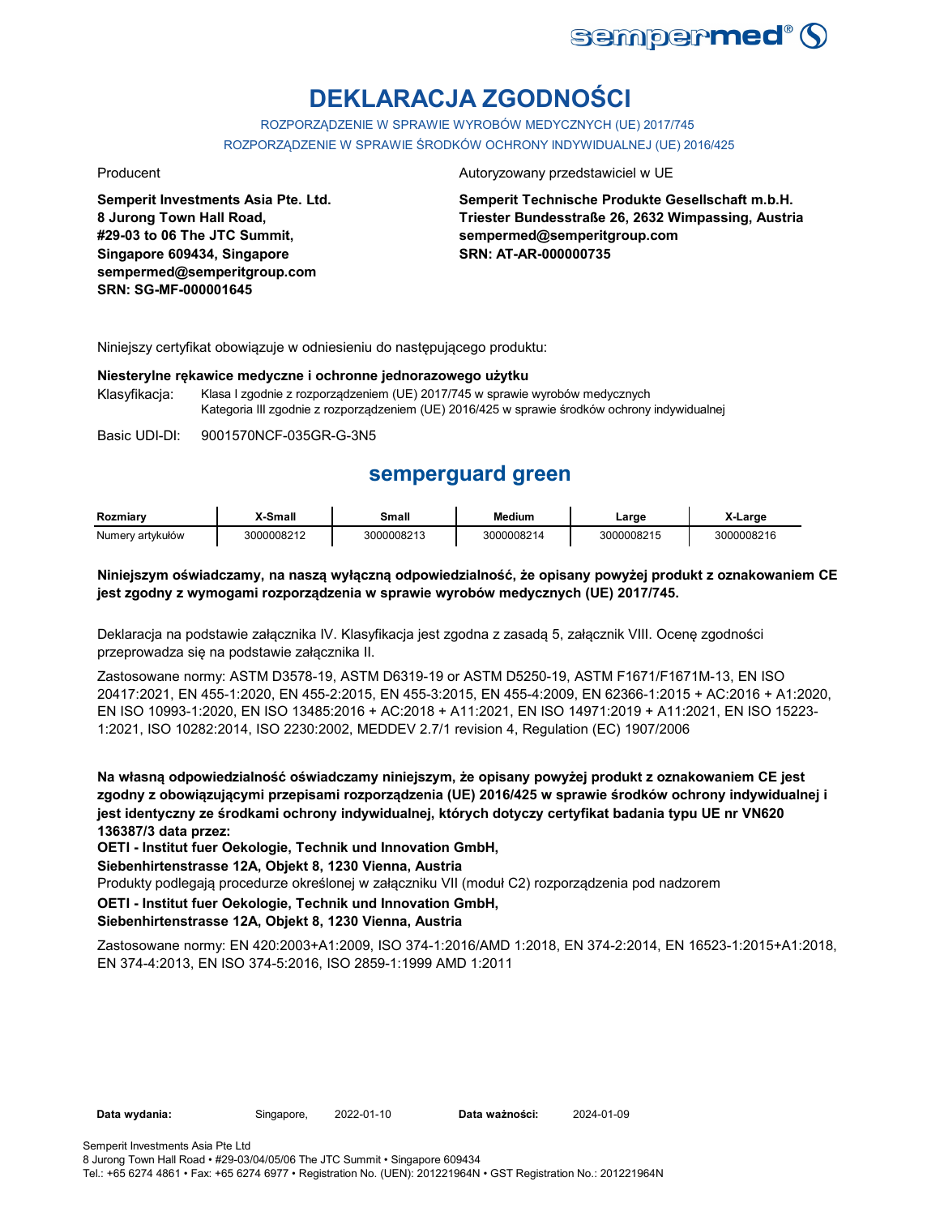# DEKLARACJA ZGODNOŚCI

ROZPORZĄDZENIE W SPRAWIE WYROBÓW MEDYCZNYCH (UE) 2017/745

ROZPORZĄDZENIE W SPRAWIE ŚRODKÓW OCHRONY INDYWIDUALNEJ (UE) 2016/425

Producent

**Semperit Investments Asia Pte. Ltd.**
**8 Jurong Town Hall Road,**
**#29-03 to 06 The JTC Summit,**
**Singapore 609434, Singapore**
**sempermed@semperitgroup.com**
**SRN: SG-MF-000001645**

Autoryzowany przedstawiciel w UE

**Semperit Technische Produkte Gesellschaft m.b.H.**
**Triester Bundesstraße 26, 2632 Wimpassing, Austria**
**sempermed@semperitgroup.com**
**SRN: AT-AR-000000735**

Niniejszy certyfikat obowiązuje w odniesieniu do następującego produktu:

**Niesterylne rękawice medyczne i ochronne jednorazowego użytku**

Klasyfikacja: Klasa I zgodnie z rozporządzeniem (UE) 2017/745 w sprawie wyrobów medycznych
Kategoria III zgodnie z rozporządzeniem (UE) 2016/425 w sprawie środków ochrony indywidualnej

Basic UDI-DI: 9001570NCF-035GR-G-3N5

## semperguard green

| Rozmiary | X-Small | Small | Medium | Large | X-Large |
|---|---|---|---|---|---|
| Numery artykułów | 3000008212 | 3000008213 | 3000008214 | 3000008215 | 3000008216 |

**Niniejszym oświadczamy, na naszą wyłączną odpowiedzialność, że opisany powyżej produkt z oznakowaniem CE jest zgodny z wymogami rozporządzenia w sprawie wyrobów medycznych (UE) 2017/745.**

Deklaracja na podstawie załącznika IV. Klasyfikacja jest zgodna z zasadą 5, załącznik VIII. Ocenę zgodności przeprowadza się na podstawie załącznika II.

Zastosowane normy: ASTM D3578-19, ASTM D6319-19 or ASTM D5250-19, ASTM F1671/F1671M-13, EN ISO 20417:2021, EN 455-1:2020, EN 455-2:2015, EN 455-3:2015, EN 455-4:2009, EN 62366-1:2015 + AC:2016 + A1:2020, EN ISO 10993-1:2020, EN ISO 13485:2016 + AC:2018 + A11:2021, EN ISO 14971:2019 + A11:2021, EN ISO 15223-1:2021, ISO 10282:2014, ISO 2230:2002, MEDDEV 2.7/1 revision 4, Regulation (EC) 1907/2006

**Na własną odpowiedzialność oświadczamy niniejszym, że opisany powyżej produkt z oznakowaniem CE jest zgodny z obowiązującymi przepisami rozporządzenia (UE) 2016/425 w sprawie środków ochrony indywidualnej i jest identyczny ze środkami ochrony indywidualnej, których dotyczy certyfikat badania typu UE nr VN620 136387/3 data przez:**

**OETI - Institut fuer Oekologie, Technik und Innovation GmbH,**

**Siebenhirtenstrasse 12A, Objekt 8, 1230 Vienna, Austria**

Produkty podlegają procedurze określonej w załączniku VII (moduł C2) rozporządzenia pod nadzorem

**OETI - Institut fuer Oekologie, Technik und Innovation GmbH,**

**Siebenhirtenstrasse 12A, Objekt 8, 1230 Vienna, Austria**

Zastosowane normy: EN 420:2003+A1:2009, ISO 374-1:2016/AMD 1:2018, EN 374-2:2014, EN 16523-1:2015+A1:2018, EN 374-4:2013, EN ISO 374-5:2016, ISO 2859-1:1999 AMD 1:2011

**Data wydania:** Singapore, 2022-01-10 **Data ważności:** 2024-01-09

Semperit Investments Asia Pte Ltd
8 Jurong Town Hall Road • #29-03/04/05/06 The JTC Summit • Singapore 609434
Tel.: +65 6274 4861 • Fax: +65 6274 6977 • Registration No. (UEN): 201221964N • GST Registration No.: 201221964N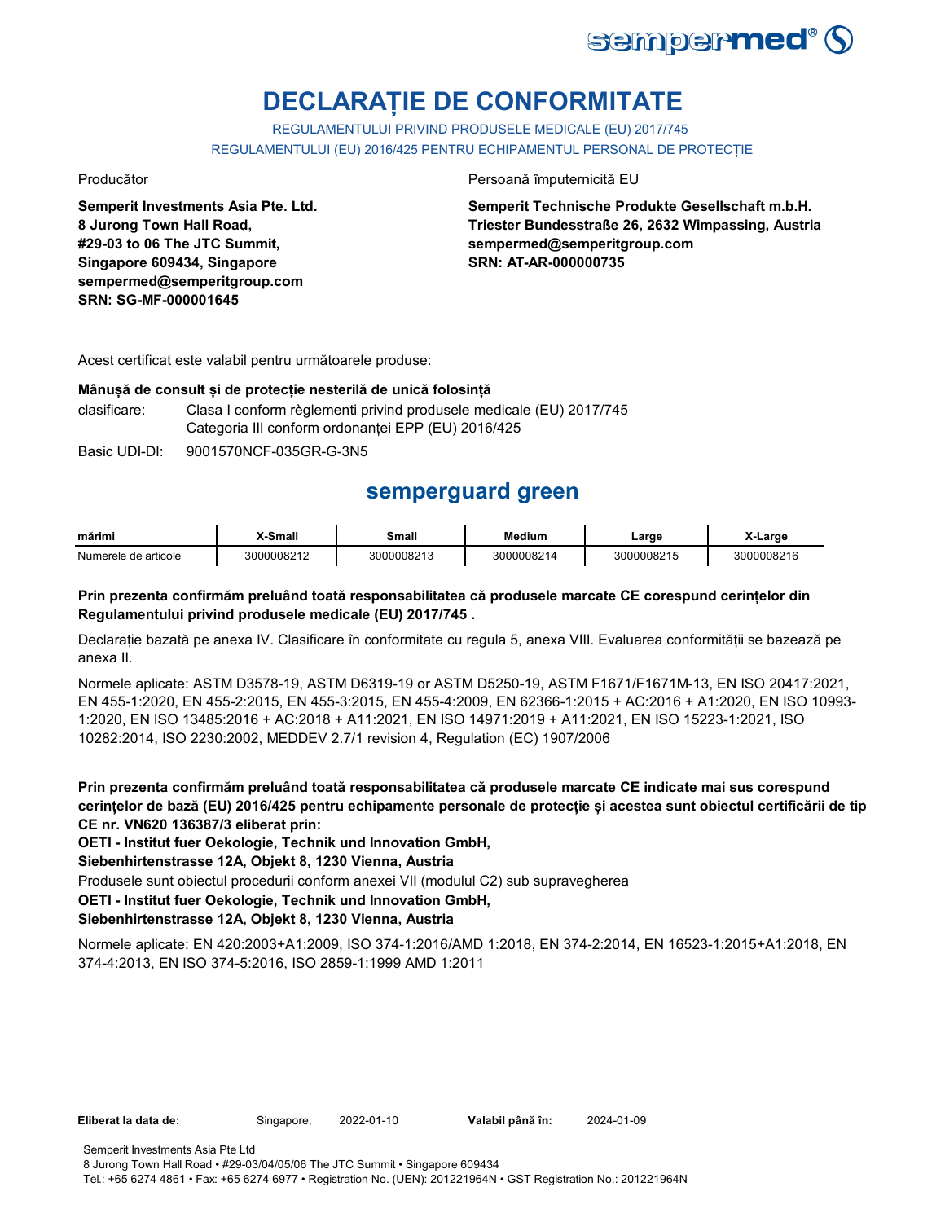# DECLARAȚIE DE CONFORMITATE

REGULAMENTULUI PRIVIND PRODUSELE MEDICALE (EU) 2017/745

REGULAMENTULUI (EU) 2016/425 PENTRU ECHIPAMENTUL PERSONAL DE PROTECȚIE

Producător

**Semperit Investments Asia Pte. Ltd.**
**8 Jurong Town Hall Road,**
**#29-03 to 06 The JTC Summit,**
**Singapore 609434, Singapore**
**sempermed@semperitgroup.com**
**SRN: SG-MF-000001645**

Persoană împuternicită EU

**Semperit Technische Produkte Gesellschaft m.b.H.**
**Triester Bundesstraße 26, 2632 Wimpassing, Austria**
**sempermed@semperitgroup.com**
**SRN: AT-AR-000000735**

Acest certificat este valabil pentru următoarele produse:

**Mânușă de consult și de protecție nesterilă de unică folosință**

clasificare: Clasa I conform règlementi privind produsele medicale (EU) 2017/745
Categoria III conform ordonanței EPP (EU) 2016/425

Basic UDI-DI: 9001570NCF-035GR-G-3N5

## semperguard green

| mărimi | X-Small | Small | Medium | Large | X-Large |
|---|---|---|---|---|---|
| Numerele de articole | 3000008212 | 3000008213 | 3000008214 | 3000008215 | 3000008216 |

**Prin prezenta confirmăm preluând toată responsabilitatea că produsele marcate CE corespund cerințelor din Regulamentului privind produsele medicale (EU) 2017/745 .**

Declarație bazată pe anexa IV. Clasificare în conformitate cu regula 5, anexa VIII. Evaluarea conformității se bazează pe anexa II.

Normele aplicate: ASTM D3578-19, ASTM D6319-19 or ASTM D5250-19, ASTM F1671/F1671M-13, EN ISO 20417:2021, EN 455-1:2020, EN 455-2:2015, EN 455-3:2015, EN 455-4:2009, EN 62366-1:2015 + AC:2016 + A1:2020, EN ISO 10993-1:2020, EN ISO 13485:2016 + AC:2018 + A11:2021, EN ISO 14971:2019 + A11:2021, EN ISO 15223-1:2021, ISO 10282:2014, ISO 2230:2002, MEDDEV 2.7/1 revision 4, Regulation (EC) 1907/2006

**Prin prezenta confirmăm preluând toată responsabilitatea că produsele marcate CE indicate mai sus corespund cerințelor de bază (EU) 2016/425 pentru echipamente personale de protecție și acestea sunt obiectul certificării de tip CE nr. VN620 136387/3 eliberat prin:**

**OETI - Institut fuer Oekologie, Technik und Innovation GmbH,**
**Siebenhirtenstrasse 12A, Objekt 8, 1230 Vienna, Austria**

Produsele sunt obiectul procedurii conform anexei VII (modulul C2) sub supravegherea

**OETI - Institut fuer Oekologie, Technik und Innovation GmbH,**
**Siebenhirtenstrasse 12A, Objekt 8, 1230 Vienna, Austria**

Normele aplicate: EN 420:2003+A1:2009, ISO 374-1:2016/AMD 1:2018, EN 374-2:2014, EN 16523-1:2015+A1:2018, EN 374-4:2013, EN ISO 374-5:2016, ISO 2859-1:1999 AMD 1:2011

**Eliberat la data de:** Singapore, 2022-01-10 **Valabil până în:** 2024-01-09

Semperit Investments Asia Pte Ltd
8 Jurong Town Hall Road • #29-03/04/05/06 The JTC Summit • Singapore 609434
Tel.: +65 6274 4861 • Fax: +65 6274 6977 • Registration No. (UEN): 201221964N • GST Registration No.: 201221964N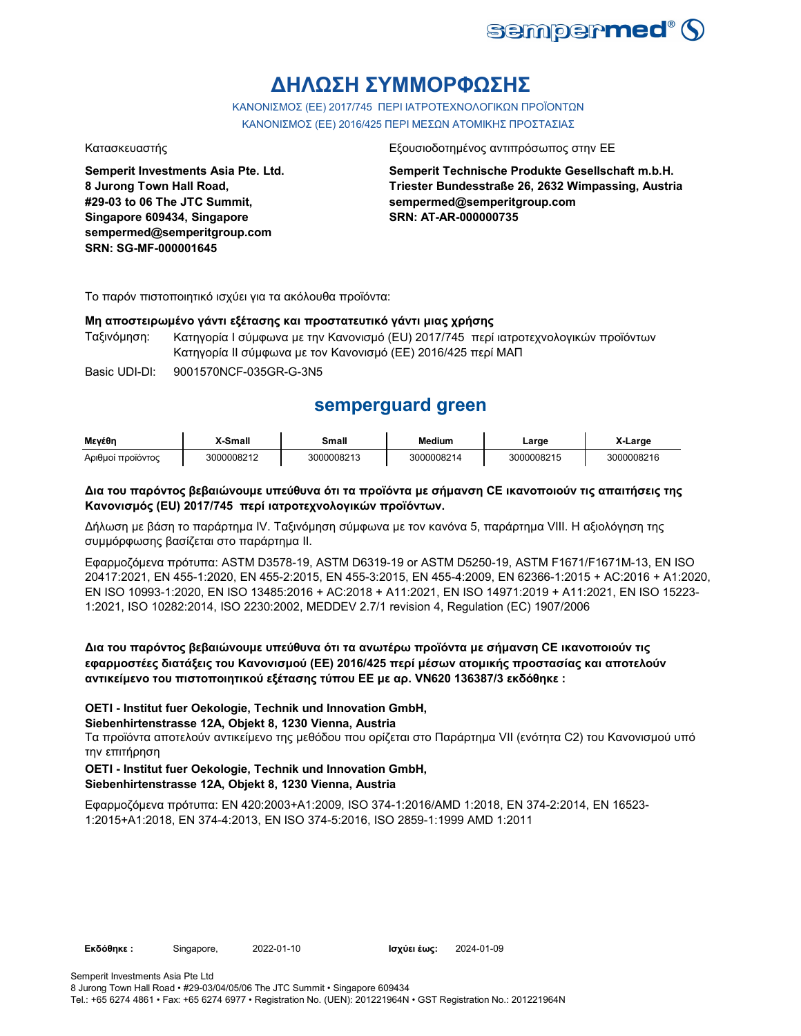# ΔΗΛΩΣΗ ΣΥΜΜΟΡΦΩΣΗΣ

ΚΑΝΟΝΙΣΜΟΣ (ΕΕ) 2017/745 ΠΕΡΙ ΙΑΤΡΟΤΕΧΝΟΛΟΓΙΚΩΝ ΠΡΟΪΟΝΤΩΝ
ΚΑΝΟΝΙΣΜΟΣ (ΕΕ) 2016/425 ΠΕΡΙ ΜΕΣΩΝ ΑΤΟΜΙΚΗΣ ΠΡΟΣΤΑΣΙΑΣ

Κατασκευαστής

**Semperit Investments Asia Pte. Ltd.**
**8 Jurong Town Hall Road,**
**#29-03 to 06 The JTC Summit,**
**Singapore 609434, Singapore**
**sempermed@semperitgroup.com**
**SRN: SG-MF-000001645**

Εξουσιοδοτημένος αντιπρόσωπος στην ΕΕ

**Semperit Technische Produkte Gesellschaft m.b.H.**
**Triester Bundesstraße 26, 2632 Wimpassing, Austria**
**sempermed@semperitgroup.com**
**SRN: AT-AR-000000735**

Το παρόν πιστοποιητικό ισχύει για τα ακόλουθα προϊόντα:

**Μη αποστειρωμένο γάντι εξέτασης και προστατευτικό γάντι μιας χρήσης**

Ταξινόμηση: Κατηγορία I σύμφωνα με την Κανονισμό (EU) 2017/745 περί ιατροτεχνολογικών προϊόντων
Κατηγορία II σύμφωνα με τον Κανονισμό (ΕΕ) 2016/425 περί ΜΑΠ

Basic UDI-DI: 9001570NCF-035GR-G-3N5

## semperguard green

| Μεγέθη | X-Small | Small | Medium | Large | X-Large |
|---|---|---|---|---|---|
| Αριθμοί προϊόντος | 3000008212 | 3000008213 | 3000008214 | 3000008215 | 3000008216 |

**Δια του παρόντος βεβαιώνουμε υπεύθυνα ότι τα προϊόντα με σήμανση CE ικανοποιούν τις απαιτήσεις της Κανονισμός (EU) 2017/745 περί ιατροτεχνολογικών προϊόντων.**

Δήλωση με βάση το παράρτημα IV. Ταξινόμηση σύμφωνα με τον κανόνα 5, παράρτημα VIII. Η αξιολόγηση της συμμόρφωσης βασίζεται στο παράρτημα II.

Εφαρμοζόμενα πρότυπα: ASTM D3578-19, ASTM D6319-19 or ASTM D5250-19, ASTM F1671/F1671M-13, EN ISO 20417:2021, EN 455-1:2020, EN 455-2:2015, EN 455-3:2015, EN 455-4:2009, EN 62366-1:2015 + AC:2016 + A1:2020, EN ISO 10993-1:2020, EN ISO 13485:2016 + AC:2018 + A11:2021, EN ISO 14971:2019 + A11:2021, EN ISO 15223-1:2021, ISO 10282:2014, ISO 2230:2002, MEDDEV 2.7/1 revision 4, Regulation (EC) 1907/2006

**Δια του παρόντος βεβαιώνουμε υπεύθυνα ότι τα ανωτέρω προϊόντα με σήμανση CE ικανοποιούν τις εφαρμοστέες διατάξεις του Κανονισμού (ΕΕ) 2016/425 περί μέσων ατομικής προστασίας και αποτελούν αντικείμενο του πιστοποιητικού εξέτασης τύπου ΕΕ με αρ. VN620 136387/3 εκδόθηκε :**

**OETI - Institut fuer Oekologie, Technik und Innovation GmbH,**
**Siebenhirtenstrasse 12A, Objekt 8, 1230 Vienna, Austria**
Τα προϊόντα αποτελούν αντικείμενο της μεθόδου που ορίζεται στο Παράρτημα VII (ενότητα C2) του Κανονισμού υπό την επιτήρηση
**OETI - Institut fuer Oekologie, Technik und Innovation GmbH,**
**Siebenhirtenstrasse 12A, Objekt 8, 1230 Vienna, Austria**

Εφαρμοζόμενα πρότυπα: EN 420:2003+A1:2009, ISO 374-1:2016/AMD 1:2018, EN 374-2:2014, EN 16523-1:2015+A1:2018, EN 374-4:2013, EN ISO 374-5:2016, ISO 2859-1:1999 AMD 1:2011

**Εκδόθηκε :** Singapore, 2022-01-10 **Ισχύει έως:** 2024-01-09

Semperit Investments Asia Pte Ltd
8 Jurong Town Hall Road • #29-03/04/05/06 The JTC Summit • Singapore 609434
Tel.: +65 6274 4861 • Fax: +65 6274 6977 • Registration No. (UEN): 201221964N • GST Registration No.: 201221964N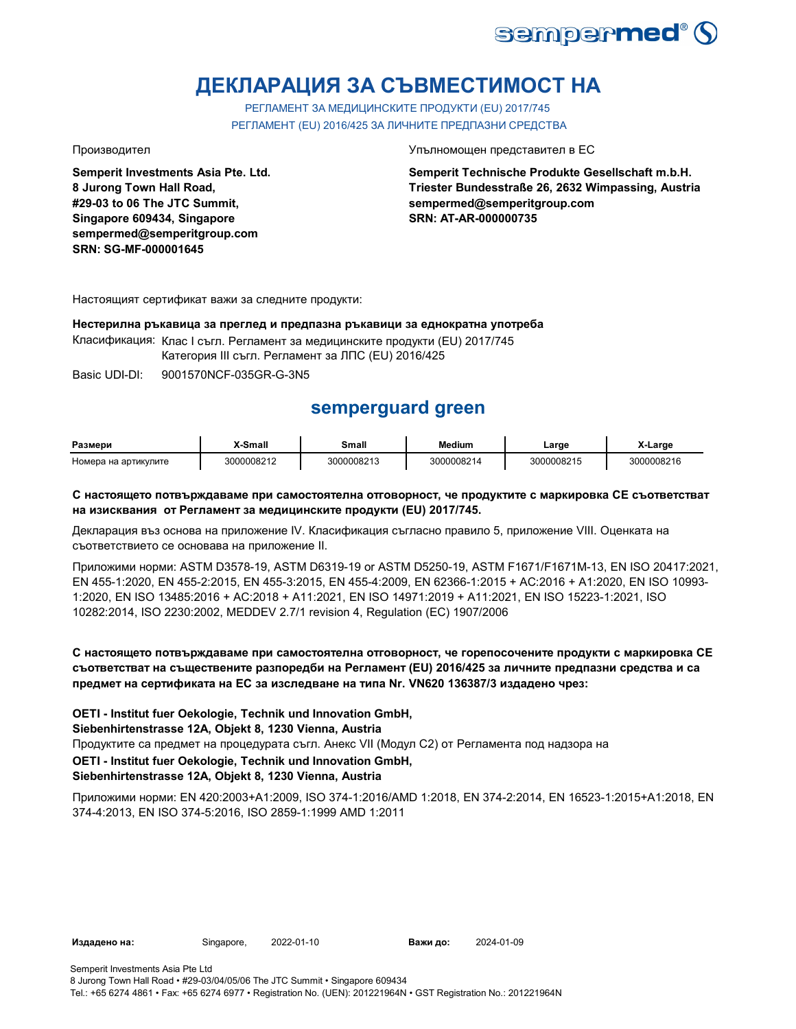# ДЕКЛАРАЦИЯ ЗА СЪВМЕСТИМОСТ НА

РЕГЛАМЕНТ ЗА МЕДИЦИНСКИТЕ ПРОДУКТИ (EU) 2017/745
РЕГЛАМЕНТ (EU) 2016/425 ЗА ЛИЧНИТЕ ПРЕДПАЗНИ СРЕДСТВА

Производител

**Semperit Investments Asia Pte. Ltd.**
**8 Jurong Town Hall Road,**
**#29-03 to 06 The JTC Summit,**
**Singapore 609434, Singapore**
**sempermed@semperitgroup.com**
**SRN: SG-MF-000001645**

Упълномощен представител в ЕС

**Semperit Technische Produkte Gesellschaft m.b.H.**
**Triester Bundesstraße 26, 2632 Wimpassing, Austria**
**sempermed@semperitgroup.com**
**SRN: AT-AR-000000735**

Настоящият сертификат важи за следните продукти:

**Нестерилна ръкавица за преглед и предпазна ръкавици за еднократна употреба**

Класификация: Клас I съгл. Регламент за медицинските продукти (EU) 2017/745
Категория III съгл. Регламент за ЛПС (EU) 2016/425

Basic UDI-DI: 9001570NCF-035GR-G-3N5

## semperguard green

| Размери | X-Small | Small | Medium | Large | X-Large |
|---|---|---|---|---|---|
| Номера на артикулите | 3000008212 | 3000008213 | 3000008214 | 3000008215 | 3000008216 |

**С настоящето потвърждаваме при самостоятелна отговорност, че продуктите с маркировка СЕ съответстват на изисквания от Регламент за медицинските продукти (EU) 2017/745.**

Декларация въз основа на приложение IV. Класификация съгласно правило 5, приложение VIII. Оценката на съответствието се основава на приложение II.

Приложими норми: ASTM D3578-19, ASTM D6319-19 or ASTM D5250-19, ASTM F1671/F1671M-13, EN ISO 20417:2021, EN 455-1:2020, EN 455-2:2015, EN 455-3:2015, EN 455-4:2009, EN 62366-1:2015 + AC:2016 + A1:2020, EN ISO 10993-1:2020, EN ISO 13485:2016 + AC:2018 + A11:2021, EN ISO 14971:2019 + A11:2021, EN ISO 15223-1:2021, ISO 10282:2014, ISO 2230:2002, MEDDEV 2.7/1 revision 4, Regulation (EC) 1907/2006

**С настоящето потвърждаваме при самостоятелна отговорност, че горепосочените продукти с маркировка СЕ съответстват на съществените разпоредби на Регламент (EU) 2016/425 за личните предпазни средства и са предмет на сертификата на ЕС за изследване на типа Nr. VN620 136387/3 издадено чрез:**

**OETI - Institut fuer Oekologie, Technik und Innovation GmbH,**
**Siebenhirtenstrasse 12A, Objekt 8, 1230 Vienna, Austria**
Продуктите са предмет на процедурата съгл. Анекс VII (Модул С2) от Регламента под надзора на
**OETI - Institut fuer Oekologie, Technik und Innovation GmbH,**
**Siebenhirtenstrasse 12A, Objekt 8, 1230 Vienna, Austria**

Приложими норми: EN 420:2003+A1:2009, ISO 374-1:2016/AMD 1:2018, EN 374-2:2014, EN 16523-1:2015+A1:2018, EN 374-4:2013, EN ISO 374-5:2016, ISO 2859-1:1999 AMD 1:2011

**Издадено на:** Singapore, 2022-01-10 **Важи до:** 2024-01-09

Semperit Investments Asia Pte Ltd
8 Jurong Town Hall Road • #29-03/04/05/06 The JTC Summit • Singapore 609434
Tel.: +65 6274 4861 • Fax: +65 6274 6977 • Registration No. (UEN): 201221964N • GST Registration No.: 201221964N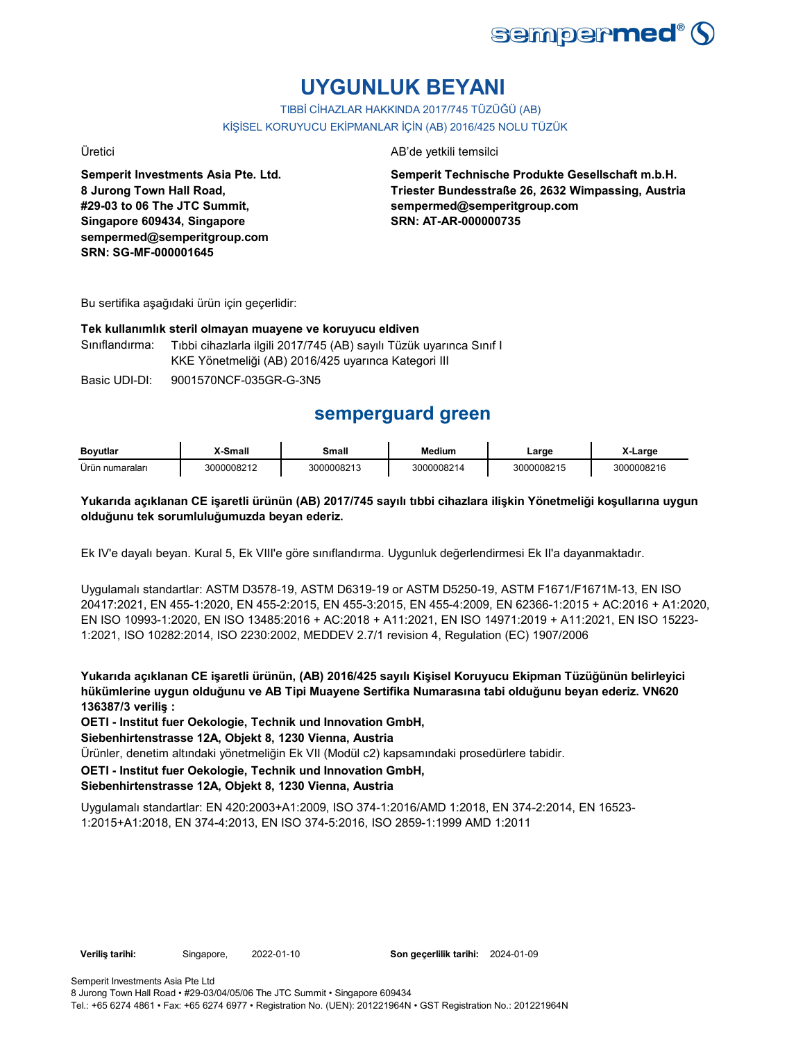# UYGUNLUK BEYANI

TIBBİ CİHAZLAR HAKKINDA 2017/745 TÜZÜĞÜ (AB)

KİŞİSEL KORUYUCU EKİPMANLAR İÇİN (AB) 2016/425 NOLU TÜZÜK

Üretici

**Semperit Investments Asia Pte. Ltd.**
**8 Jurong Town Hall Road,**
**#29-03 to 06 The JTC Summit,**
**Singapore 609434, Singapore**
**sempermed@semperitgroup.com**
**SRN: SG-MF-000001645**

AB'de yetkili temsilci

**Semperit Technische Produkte Gesellschaft m.b.H.**
**Triester Bundesstraße 26, 2632 Wimpassing, Austria**
**sempermed@semperitgroup.com**
**SRN: AT-AR-000000735**

Bu sertifika aşağıdaki ürün için geçerlidir:

**Tek kullanımlık steril olmayan muayene ve koruyucu eldiven**

Sınıflandırma: Tıbbi cihazlarla ilgili 2017/745 (AB) sayılı Tüzük uyarınca Sınıf I
KKE Yönetmeliği (AB) 2016/425 uyarınca Kategori III

Basic UDI-DI: 9001570NCF-035GR-G-3N5

## semperguard green

| Boyutlar | X-Small | Small | Medium | Large | X-Large |
|---|---|---|---|---|---|
| Ürün numaraları | 3000008212 | 3000008213 | 3000008214 | 3000008215 | 3000008216 |

**Yukarıda açıklanan CE işaretli ürünün (AB) 2017/745 sayılı tıbbi cihazlara ilişkin Yönetmeliği koşullarına uygun olduğunu tek sorumluluğumuzda beyan ederiz.**

Ek IV'e dayalı beyan. Kural 5, Ek VIII'e göre sınıflandırma. Uygunluk değerlendirmesi Ek II'a dayanmaktadır.

Uygulamalı standartlar: ASTM D3578-19, ASTM D6319-19 or ASTM D5250-19, ASTM F1671/F1671M-13, EN ISO 20417:2021, EN 455-1:2020, EN 455-2:2015, EN 455-3:2015, EN 455-4:2009, EN 62366-1:2015 + AC:2016 + A1:2020, EN ISO 10993-1:2020, EN ISO 13485:2016 + AC:2018 + A11:2021, EN ISO 14971:2019 + A11:2021, EN ISO 15223-1:2021, ISO 10282:2014, ISO 2230:2002, MEDDEV 2.7/1 revision 4, Regulation (EC) 1907/2006

**Yukarıda açıklanan CE işaretli ürünün, (AB) 2016/425 sayılı Kişisel Koruyucu Ekipman Tüzüğünün belirleyici hükümlerine uygun olduğunu ve AB Tipi Muayene Sertifika Numarasına tabi olduğunu beyan ederiz. VN620 136387/3 veriliş :**

**OETI - Institut fuer Oekologie, Technik und Innovation GmbH,**
**Siebenhirtenstrasse 12A, Objekt 8, 1230 Vienna, Austria**

Ürünler, denetim altındaki yönetmeliğin Ek VII (Modül c2) kapsamındaki prosedürlere tabidir.

**OETI - Institut fuer Oekologie, Technik und Innovation GmbH,**
**Siebenhirtenstrasse 12A, Objekt 8, 1230 Vienna, Austria**

Uygulamalı standartlar: EN 420:2003+A1:2009, ISO 374-1:2016/AMD 1:2018, EN 374-2:2014, EN 16523-1:2015+A1:2018, EN 374-4:2013, EN ISO 374-5:2016, ISO 2859-1:1999 AMD 1:2011

**Veriliş tarihi:** Singapore, 2022-01-10 **Son geçerlilik tarihi:** 2024-01-09

Semperit Investments Asia Pte Ltd
8 Jurong Town Hall Road • #29-03/04/05/06 The JTC Summit • Singapore 609434
Tel.: +65 6274 4861 • Fax: +65 6274 6977 • Registration No. (UEN): 201221964N • GST Registration No.: 201221964N